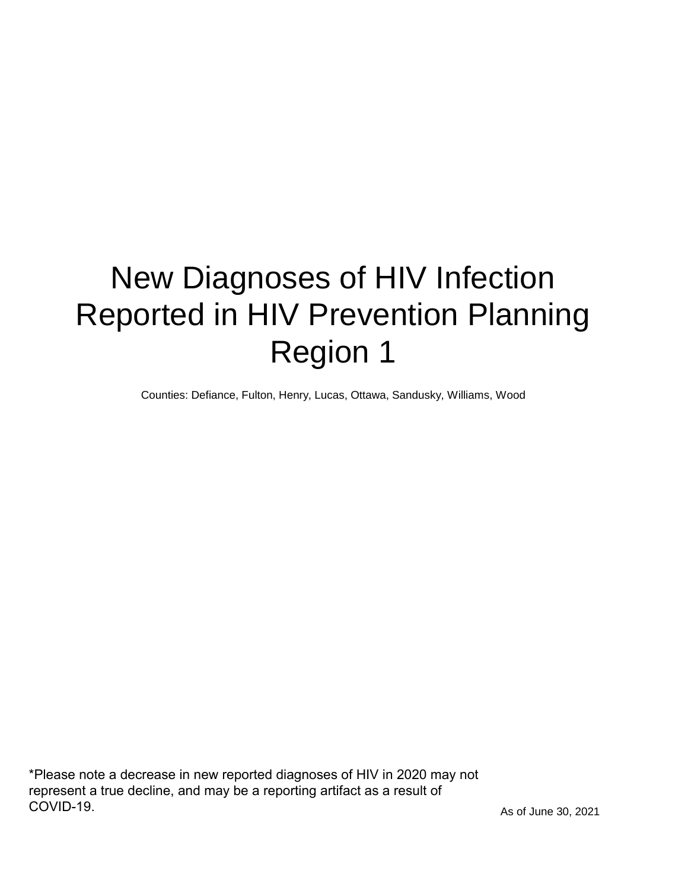# New Diagnoses of HIV Infection Reported in HIV Prevention Planning Region 1

Counties: Defiance, Fulton, Henry, Lucas, Ottawa, Sandusky, Williams, Wood

*Please note a decrease in new reported diagnoses of HIV in 2020 may not represent a true decline, and may be a reporting artifact as a result of COVID-19.

As of June 30, 2021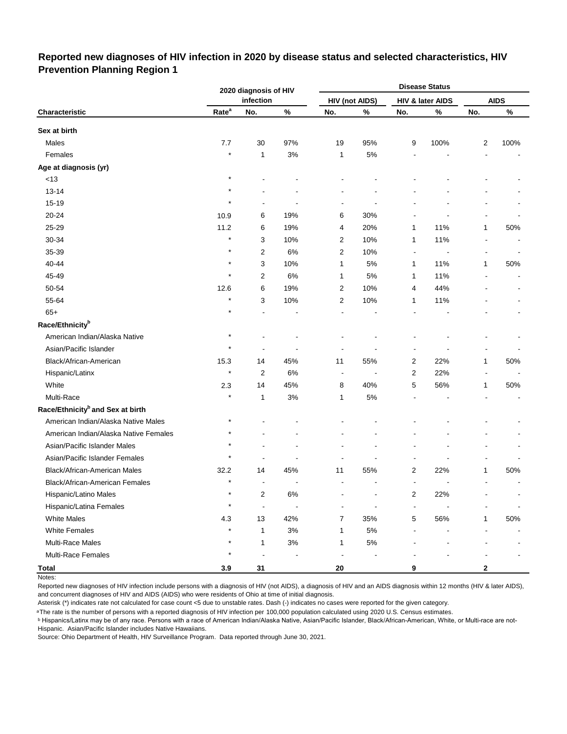## Reported new diagnoses of HIV infection in 2020 by disease status and selected characteristics, HIV Prevention Planning Region 1

| | 2020 diagnosis of HIV infection | | | Disease Status | | | | | |
|---|---|---|---|---|---|---|---|---|---|
| | | | | HIV (not AIDS) | | HIV & later AIDS | | AIDS | |
| Characteristic | Rate[a] | No. | % | No. | % | No. | % | No. | % |
| **Sex at birth** | | | | | | | | | |
| Males | 7.7 | 30 | 97% | 19 | 95% | 9 | 100% | 2 | 100% |
| Females | * | 1 | 3% | 1 | 5% | - | - | - | - |
| **Age at diagnosis (yr)** | | | | | | | | | |
| <13 | * | - | - | - | - | - | - | - | - |
| 13-14 | * | - | - | - | - | - | - | - | - |
| 15-19 | * | - | - | - | - | - | - | - | - |
| 20-24 | 10.9 | 6 | 19% | 6 | 30% | - | - | - | - |
| 25-29 | 11.2 | 6 | 19% | 4 | 20% | 1 | 11% | 1 | 50% |
| 30-34 | * | 3 | 10% | 2 | 10% | 1 | 11% | - | - |
| 35-39 | * | 2 | 6% | 2 | 10% | - | - | - | - |
| 40-44 | * | 3 | 10% | 1 | 5% | 1 | 11% | 1 | 50% |
| 45-49 | * | 2 | 6% | 1 | 5% | 1 | 11% | - | - |
| 50-54 | 12.6 | 6 | 19% | 2 | 10% | 4 | 44% | - | - |
| 55-64 | * | 3 | 10% | 2 | 10% | 1 | 11% | - | - |
| 65+ | * | - | - | - | - | - | - | - | - |
| **Race/Ethnicity[b]** | | | | | | | | | |
| American Indian/Alaska Native | * | - | - | - | - | - | - | - | - |
| Asian/Pacific Islander | * | - | - | - | - | - | - | - | - |
| Black/African-American | 15.3 | 14 | 45% | 11 | 55% | 2 | 22% | 1 | 50% |
| Hispanic/Latinx | * | 2 | 6% | - | - | 2 | 22% | - | - |
| White | 2.3 | 14 | 45% | 8 | 40% | 5 | 56% | 1 | 50% |
| Multi-Race | * | 1 | 3% | 1 | 5% | - | - | - | - |
| **Race/Ethnicity[b] and Sex at birth** | | | | | | | | | |
| American Indian/Alaska Native Males | * | - | - | - | - | - | - | - | - |
| American Indian/Alaska Native Females | * | - | - | - | - | - | - | - | - |
| Asian/Pacific Islander Males | * | - | - | - | - | - | - | - | - |
| Asian/Pacific Islander Females | * | - | - | - | - | - | - | - | - |
| Black/African-American Males | 32.2 | 14 | 45% | 11 | 55% | 2 | 22% | 1 | 50% |
| Black/African-American Females | * | - | - | - | - | - | - | - | - |
| Hispanic/Latino Males | * | 2 | 6% | - | - | 2 | 22% | - | - |
| Hispanic/Latina Females | * | - | - | - | - | - | - | - | - |
| White Males | 4.3 | 13 | 42% | 7 | 35% | 5 | 56% | 1 | 50% |
| White Females | * | 1 | 3% | 1 | 5% | - | - | - | - |
| Multi-Race Males | * | 1 | 3% | 1 | 5% | - | - | - | - |
| Multi-Race Females | * | - | - | - | - | - | - | - | - |
| **Total** | **3.9** | **31** | | **20** | | **9** | | **2** | |

Notes:

Reported new diagnoses of HIV infection include persons with a diagnosis of HIV (not AIDS), a diagnosis of HIV and an AIDS diagnosis within 12 months (HIV & later AIDS), and concurrent diagnoses of HIV and AIDS (AIDS) who were residents of Ohio at time of initial diagnosis.

Asterisk (*) indicates rate not calculated for case count <5 due to unstable rates. Dash (-) indicates no cases were reported for the given category.

[a] The rate is the number of persons with a reported diagnosis of HIV infection per 100,000 population calculated using 2020 U.S. Census estimates.

[b] Hispanics/Latinx may be of any race. Persons with a race of American Indian/Alaska Native, Asian/Pacific Islander, Black/African-American, White, or Multi-race are not-Hispanic. Asian/Pacific Islander includes Native Hawaiians.

Source: Ohio Department of Health, HIV Surveillance Program. Data reported through June 30, 2021.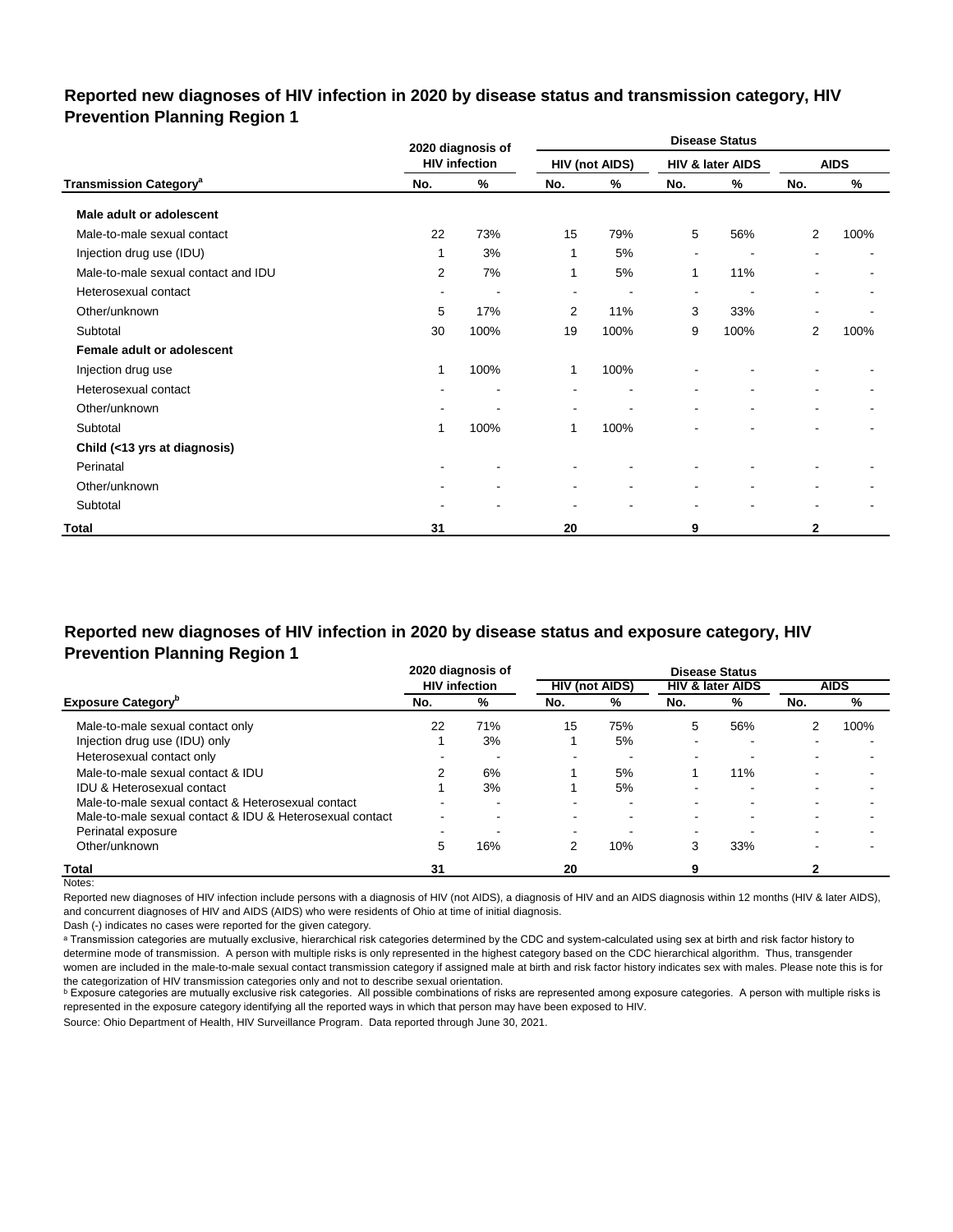## Reported new diagnoses of HIV infection in 2020 by disease status and transmission category, HIV Prevention Planning Region 1

| | 2020 diagnosis of HIV infection | | Disease Status | | | | | |
|---|---|---|---|---|---|---|---|---|
| | | | HIV (not AIDS) | | HIV & later AIDS | | AIDS | |
| **Transmission Category[a]** | **No.** | **%** | **No.** | **%** | **No.** | **%** | **No.** | **%** |
| **Male adult or adolescent** | | | | | | | | |
| Male-to-male sexual contact | 22 | 73% | 15 | 79% | 5 | 56% | 2 | 100% |
| Injection drug use (IDU) | 1 | 3% | 1 | 5% | - | - | - | - |
| Male-to-male sexual contact and IDU | 2 | 7% | 1 | 5% | 1 | 11% | - | - |
| Heterosexual contact | - | - | - | - | - | - | - | - |
| Other/unknown | 5 | 17% | 2 | 11% | 3 | 33% | - | - |
| Subtotal | 30 | 100% | 19 | 100% | 9 | 100% | 2 | 100% |
| **Female adult or adolescent** | | | | | | | | |
| Injection drug use | 1 | 100% | 1 | 100% | - | - | - | - |
| Heterosexual contact | - | - | - | - | - | - | - | - |
| Other/unknown | - | - | - | - | - | - | - | - |
| Subtotal | 1 | 100% | 1 | 100% | - | - | - | - |
| **Child (<13 yrs at diagnosis)** | | | | | | | | |
| Perinatal | - | - | - | - | - | - | - | - |
| Other/unknown | - | - | - | - | - | - | - | - |
| Subtotal | - | - | - | - | - | - | - | - |
| **Total** | **31** | | **20** | | **9** | | **2** | |

## Reported new diagnoses of HIV infection in 2020 by disease status and exposure category, HIV Prevention Planning Region 1

| | 2020 diagnosis of HIV infection | | Disease Status | | | | | |
|---|---|---|---|---|---|---|---|---|
| | | | HIV (not AIDS) | | HIV & later AIDS | | AIDS | |
| **Exposure Category[b]** | **No.** | **%** | **No.** | **%** | **No.** | **%** | **No.** | **%** |
| Male-to-male sexual contact only | 22 | 71% | 15 | 75% | 5 | 56% | 2 | 100% |
| Injection drug use (IDU) only | 1 | 3% | 1 | 5% | - | - | - | - |
| Heterosexual contact only | - | - | - | - | - | - | - | - |
| Male-to-male sexual contact & IDU | 2 | 6% | 1 | 5% | 1 | 11% | - | - |
| IDU & Heterosexual contact | 1 | 3% | 1 | 5% | - | - | - | - |
| Male-to-male sexual contact & Heterosexual contact | - | - | - | - | - | - | - | - |
| Male-to-male sexual contact & IDU & Heterosexual contact | - | - | - | - | - | - | - | - |
| Perinatal exposure | - | - | - | - | - | - | - | - |
| Other/unknown | 5 | 16% | 2 | 10% | 3 | 33% | - | - |
| **Total** | **31** | | **20** | | **9** | | **2** | |

Notes:

Reported new diagnoses of HIV infection include persons with a diagnosis of HIV (not AIDS), a diagnosis of HIV and an AIDS diagnosis within 12 months (HIV & later AIDS), and concurrent diagnoses of HIV and AIDS (AIDS) who were residents of Ohio at time of initial diagnosis.

Dash (-) indicates no cases were reported for the given category.

[a] Transmission categories are mutually exclusive, hierarchical risk categories determined by the CDC and system-calculated using sex at birth and risk factor history to determine mode of transmission. A person with multiple risks is only represented in the highest category based on the CDC hierarchical algorithm. Thus, transgender women are included in the male-to-male sexual contact transmission category if assigned male at birth and risk factor history indicates sex with males. Please note this is for the categorization of HIV transmission categories only and not to describe sexual orientation.

[b] Exposure categories are mutually exclusive risk categories. All possible combinations of risks are represented among exposure categories. A person with multiple risks is represented in the exposure category identifying all the reported ways in which that person may have been exposed to HIV.

Source: Ohio Department of Health, HIV Surveillance Program. Data reported through June 30, 2021.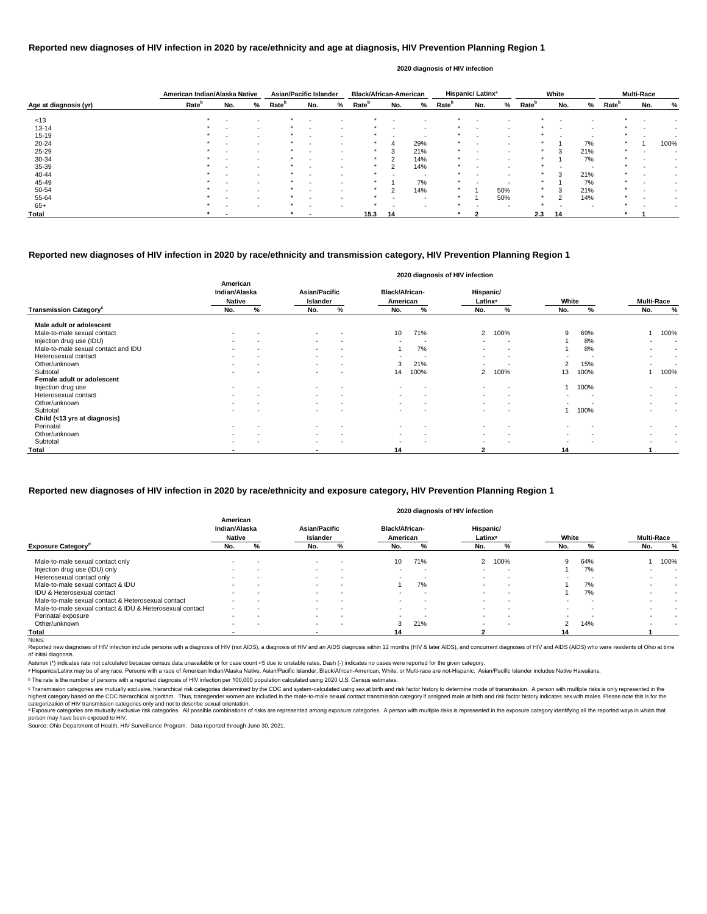## Reported new diagnoses of HIV infection in 2020 by race/ethnicity and age at diagnosis, HIV Prevention Planning Region 1

2020 diagnosis of HIV infection

| Age at diagnosis (yr) | American Indian/Alaska Native | | | Asian/Pacific Islander | | | Black/African-American | | | Hispanic/ Latinx[a] | | | White | | | Multi-Race | | |
|---|---|---|---|---|---|---|---|---|---|---|---|---|---|---|---|---|---|---|
| | Rate[b] | No. | % | Rate[b] | No. | % | Rate[b] | No. | % | Rate[b] | No. | % | Rate[b] | No. | % | Rate[b] | No. | % |
| <13 | * | - | - | * | - | - | * | - | - | * | - | - | * | - | - | * | - | - |
| 13-14 | * | - | - | * | - | - | * | - | - | * | - | - | * | - | - | * | - | - |
| 15-19 | * | - | - | * | - | - | * | - | - | * | - | - | * | - | - | * | - | - |
| 20-24 | * | - | - | * | - | - | * | 4 | 29% | * | - | - | * | 1 | 7% | * | 1 | 100% |
| 25-29 | * | - | - | * | - | - | * | 3 | 21% | * | - | - | * | 3 | 21% | * | - | - |
| 30-34 | * | - | - | * | - | - | * | 2 | 14% | * | - | - | * | 1 | 7% | * | - | - |
| 35-39 | * | - | - | * | - | - | * | 2 | 14% | * | - | - | * | - | - | * | - | - |
| 40-44 | * | - | - | * | - | - | * | - | - | * | - | - | * | 3 | 21% | * | - | - |
| 45-49 | * | - | - | * | - | - | * | 1 | 7% | * | - | - | * | 1 | 7% | * | - | - |
| 50-54 | * | - | - | * | - | - | * | 2 | 14% | * | 1 | 50% | * | 3 | 21% | * | - | - |
| 55-64 | * | - | - | * | - | - | * | - | - | * | 1 | 50% | * | 2 | 14% | * | - | - |
| 65+ | * | - | - | * | - | - | * | - | - | * | - | - | * | - | - | * | - | - |
| **Total** | * | - | | * | - | | 15.3 | 14 | | * | 2 | | 2.3 | 14 | | * | 1 | |

## Reported new diagnoses of HIV infection in 2020 by race/ethnicity and transmission category, HIV Prevention Planning Region 1

2020 diagnosis of HIV infection

| Transmission Category[c] | American Indian/Alaska Native | | Asian/Pacific Islander | | Black/African-American | | Hispanic/ Latinx[a] | | White | | Multi-Race | |
|---|---|---|---|---|---|---|---|---|---|---|---|---|
| | No. | % | No. | % | No. | % | No. | % | No. | % | No. | % |
| **Male adult or adolescent** | | | | | | | | | | | | |
| Male-to-male sexual contact | - | - | - | - | 10 | 71% | 2 | 100% | 9 | 69% | 1 | 100% |
| Injection drug use (IDU) | - | - | - | - | - | - | - | - | 1 | 8% | - | - |
| Male-to-male sexual contact and IDU | - | - | - | - | 1 | 7% | - | - | 1 | 8% | - | - |
| Heterosexual contact | - | - | - | - | - | - | - | - | - | - | - | - |
| Other/unknown | - | - | - | - | 3 | 21% | - | - | 2 | 15% | - | - |
| Subtotal | - | - | - | - | 14 | 100% | 2 | 100% | 13 | 100% | 1 | 100% |
| **Female adult or adolescent** | | | | | | | | | | | | |
| Injection drug use | - | - | - | - | - | - | - | - | 1 | 100% | - | - |
| Heterosexual contact | - | - | - | - | - | - | - | - | - | - | - | - |
| Other/unknown | - | - | - | - | - | - | - | - | - | - | - | - |
| Subtotal | - | - | - | - | - | - | - | - | 1 | 100% | - | - |
| **Child (<13 yrs at diagnosis)** | | | | | | | | | | | | |
| Perinatal | - | - | - | - | - | - | - | - | - | - | - | - |
| Other/unknown | - | - | - | - | - | - | - | - | - | - | - | - |
| Subtotal | - | - | - | - | - | - | - | - | - | - | - | - |
| **Total** | - | | - | | 14 | | 2 | | 14 | | 1 | |

## Reported new diagnoses of HIV infection in 2020 by race/ethnicity and exposure category, HIV Prevention Planning Region 1

2020 diagnosis of HIV infection

| Exposure Category[d] | American Indian/Alaska Native | | Asian/Pacific Islander | | Black/African-American | | Hispanic/ Latinx[a] | | White | | Multi-Race | |
|---|---|---|---|---|---|---|---|---|---|---|---|---|
| | No. | % | No. | % | No. | % | No. | % | No. | % | No. | % |
| Male-to-male sexual contact only | - | - | - | - | 10 | 71% | 2 | 100% | 9 | 64% | 1 | 100% |
| Injection drug use (IDU) only | - | - | - | - | - | - | - | - | 1 | 7% | - | - |
| Heterosexual contact only | - | - | - | - | - | - | - | - | - | - | - | - |
| Male-to-male sexual contact & IDU | - | - | - | - | 1 | 7% | - | - | 1 | 7% | - | - |
| IDU & Heterosexual contact | - | - | - | - | - | - | - | - | 1 | 7% | - | - |
| Male-to-male sexual contact & Heterosexual contact | - | - | - | - | - | - | - | - | - | - | - | - |
| Male-to-male sexual contact & IDU & Heterosexual contact | - | - | - | - | - | - | - | - | - | - | - | - |
| Perinatal exposure | - | - | - | - | - | - | - | - | - | - | - | - |
| Other/unknown | - | - | - | - | 3 | 21% | - | - | 2 | 14% | - | - |
| **Total** | - | | - | | 14 | | 2 | | 14 | | 1 | |

Notes:

Reported new diagnoses of HIV infection include persons with a diagnosis of HIV (not AIDS), a diagnosis of HIV and an AIDS diagnosis within 12 months (HIV & later AIDS), and concurrent diagnoses of HIV and AIDS (AIDS) who were residents of Ohio at time of initial diagnosis.

Asterisk (*) indicates rate not calculated because census data unavailable or for case count <5 due to unstable rates. Dash (-) indicates no cases were reported for the given category.

[a] Hispanics/Latinx may be of any race. Persons with a race of American Indian/Alaska Native, Asian/Pacific Islander, Black/African-American, White, or Multi-race are not-Hispanic. Asian/Pacific Islander includes Native Hawaiians.

[b] The rate is the number of persons with a reported diagnosis of HIV infection per 100,000 population calculated using 2020 U.S. Census estimates.

[c] Transmission categories are mutually exclusive, hierarchical risk categories determined by the CDC and system-calculated using sex at birth and risk factor history to determine mode of transmission. A person with multiple risks is only represented in the highest category based on the CDC hierarchical algorithm. Thus, transgender women are included in the male-to-male sexual contact transmission category if assigned male at birth and risk factor history indicates sex with males. Please note this is for the categorization of HIV transmission categories only and not to describe sexual orientation.

[d] Exposure categories are mutually exclusive risk categories. All possible combinations of risks are represented among exposure categories. A person with multiple risks is represented in the exposure category identifying all the reported ways in which that person may have been exposed to HIV.

Source: Ohio Department of Health, HIV Surveillance Program. Data reported through June 30, 2021.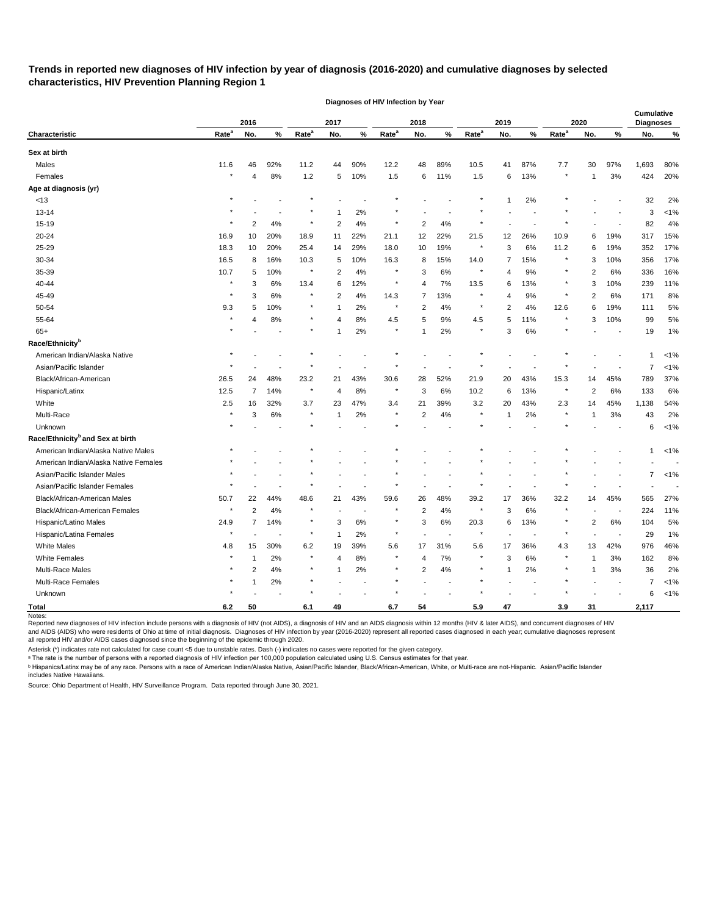## Trends in reported new diagnoses of HIV infection by year of diagnosis (2016-2020) and cumulative diagnoses by selected characteristics, HIV Prevention Planning Region 1

| | Diagnoses of HIV Infection by Year | | | | | | | | | | | | | | | | |
|---|---|---|---|---|---|---|---|---|---|---|---|---|---|---|---|---|---|
| | 2016 | | | 2017 | | | 2018 | | | 2019 | | | 2020 | | | Cumulative Diagnoses | |
| **Characteristic** | Rate[a] | No. | % | Rate[a] | No. | % | Rate[a] | No. | % | Rate[a] | No. | % | Rate[a] | No. | % | No. | % |
| **Sex at birth** | | | | | | | | | | | | | | | | | |
| Males | 11.6 | 46 | 92% | 11.2 | 44 | 90% | 12.2 | 48 | 89% | 10.5 | 41 | 87% | 7.7 | 30 | 97% | 1,693 | 80% |
| Females | * | 4 | 8% | 1.2 | 5 | 10% | 1.5 | 6 | 11% | 1.5 | 6 | 13% | * | 1 | 3% | 424 | 20% |
| **Age at diagnosis (yr)** | | | | | | | | | | | | | | | | | |
| <13 | * | - | - | * | - | - | * | - | - | * | 1 | 2% | * | - | - | 32 | 2% |
| 13-14 | * | - | - | * | 1 | 2% | * | - | - | * | - | - | * | - | - | 3 | <1% |
| 15-19 | * | 2 | 4% | * | 2 | 4% | * | 2 | 4% | * | - | - | * | - | - | 82 | 4% |
| 20-24 | 16.9 | 10 | 20% | 18.9 | 11 | 22% | 21.1 | 12 | 22% | 21.5 | 12 | 26% | 10.9 | 6 | 19% | 317 | 15% |
| 25-29 | 18.3 | 10 | 20% | 25.4 | 14 | 29% | 18.0 | 10 | 19% | * | 3 | 6% | 11.2 | 6 | 19% | 352 | 17% |
| 30-34 | 16.5 | 8 | 16% | 10.3 | 5 | 10% | 16.3 | 8 | 15% | 14.0 | 7 | 15% | * | 3 | 10% | 356 | 17% |
| 35-39 | 10.7 | 5 | 10% | * | 2 | 4% | * | 3 | 6% | * | 4 | 9% | * | 2 | 6% | 336 | 16% |
| 40-44 | * | 3 | 6% | 13.4 | 6 | 12% | * | 4 | 7% | 13.5 | 6 | 13% | * | 3 | 10% | 239 | 11% |
| 45-49 | * | 3 | 6% | * | 2 | 4% | 14.3 | 7 | 13% | * | 4 | 9% | * | 2 | 6% | 171 | 8% |
| 50-54 | 9.3 | 5 | 10% | * | 1 | 2% | * | 2 | 4% | * | 2 | 4% | 12.6 | 6 | 19% | 111 | 5% |
| 55-64 | * | 4 | 8% | * | 4 | 8% | 4.5 | 5 | 9% | 4.5 | 5 | 11% | * | 3 | 10% | 99 | 5% |
| 65+ | * | - | - | * | 1 | 2% | * | 1 | 2% | * | 3 | 6% | * | - | - | 19 | 1% |
| **Race/Ethnicity[b]** | | | | | | | | | | | | | | | | | |
| American Indian/Alaska Native | * | - | - | * | - | - | * | - | - | * | - | - | * | - | - | 1 | <1% |
| Asian/Pacific Islander | * | - | - | * | - | - | * | - | - | * | - | - | * | - | - | 7 | <1% |
| Black/African-American | 26.5 | 24 | 48% | 23.2 | 21 | 43% | 30.6 | 28 | 52% | 21.9 | 20 | 43% | 15.3 | 14 | 45% | 789 | 37% |
| Hispanic/Latinx | 12.5 | 7 | 14% | * | 4 | 8% | * | 3 | 6% | 10.2 | 6 | 13% | * | 2 | 6% | 133 | 6% |
| White | 2.5 | 16 | 32% | 3.7 | 23 | 47% | 3.4 | 21 | 39% | 3.2 | 20 | 43% | 2.3 | 14 | 45% | 1,138 | 54% |
| Multi-Race | * | 3 | 6% | * | 1 | 2% | * | 2 | 4% | * | 1 | 2% | * | 1 | 3% | 43 | 2% |
| Unknown | * | - | - | * | - | - | * | - | - | * | - | - | * | - | - | 6 | <1% |
| **Race/Ethnicity[b] and Sex at birth** | | | | | | | | | | | | | | | | | |
| American Indian/Alaska Native Males | * | - | - | * | - | - | * | - | - | * | - | - | * | - | - | 1 | <1% |
| American Indian/Alaska Native Females | * | - | - | * | - | - | * | - | - | * | - | - | * | - | - | - | - |
| Asian/Pacific Islander Males | * | - | - | * | - | - | * | - | - | * | - | - | * | - | - | 7 | <1% |
| Asian/Pacific Islander Females | * | - | - | * | - | - | * | - | - | * | - | - | * | - | - | - | - |
| Black/African-American Males | 50.7 | 22 | 44% | 48.6 | 21 | 43% | 59.6 | 26 | 48% | 39.2 | 17 | 36% | 32.2 | 14 | 45% | 565 | 27% |
| Black/African-American Females | * | 2 | 4% | * | - | - | * | 2 | 4% | * | 3 | 6% | * | - | - | 224 | 11% |
| Hispanic/Latino Males | 24.9 | 7 | 14% | * | 3 | 6% | * | 3 | 6% | 20.3 | 6 | 13% | * | 2 | 6% | 104 | 5% |
| Hispanic/Latina Females | * | - | - | * | 1 | 2% | * | - | - | * | - | - | * | - | - | 29 | 1% |
| White Males | 4.8 | 15 | 30% | 6.2 | 19 | 39% | 5.6 | 17 | 31% | 5.6 | 17 | 36% | 4.3 | 13 | 42% | 976 | 46% |
| White Females | * | 1 | 2% | * | 4 | 8% | * | 4 | 7% | * | 3 | 6% | * | 1 | 3% | 162 | 8% |
| Multi-Race Males | * | 2 | 4% | * | 1 | 2% | * | 2 | 4% | * | 1 | 2% | * | 1 | 3% | 36 | 2% |
| Multi-Race Females | * | 1 | 2% | * | - | - | * | - | - | * | - | - | * | - | - | 7 | <1% |
| Unknown | * | - | - | * | - | - | * | - | - | * | - | - | * | - | - | 6 | <1% |
| **Total** | **6.2** | **50** | | **6.1** | **49** | | **6.7** | **54** | | **5.9** | **47** | | **3.9** | **31** | | **2,117** | |

Notes:
Reported new diagnoses of HIV infection include persons with a diagnosis of HIV (not AIDS), a diagnosis of HIV and an AIDS diagnosis within 12 months (HIV & later AIDS), and concurrent diagnoses of HIV and AIDS (AIDS) who were residents of Ohio at time of initial diagnosis. Diagnoses of HIV infection by year (2016-2020) represent all reported cases diagnosed in each year; cumulative diagnoses represent all reported HIV and/or AIDS cases diagnosed since the beginning of the epidemic through 2020.

Asterisk (*) indicates rate not calculated for case count <5 due to unstable rates. Dash (-) indicates no cases were reported for the given category.

[a] The rate is the number of persons with a reported diagnosis of HIV infection per 100,000 population calculated using U.S. Census estimates for that year.

[b] Hispanics/Latinx may be of any race. Persons with a race of American Indian/Alaska Native, Asian/Pacific Islander, Black/African-American, White, or Multi-race are not-Hispanic. Asian/Pacific Islander includes Native Hawaiians.

Source: Ohio Department of Health, HIV Surveillance Program. Data reported through June 30, 2021.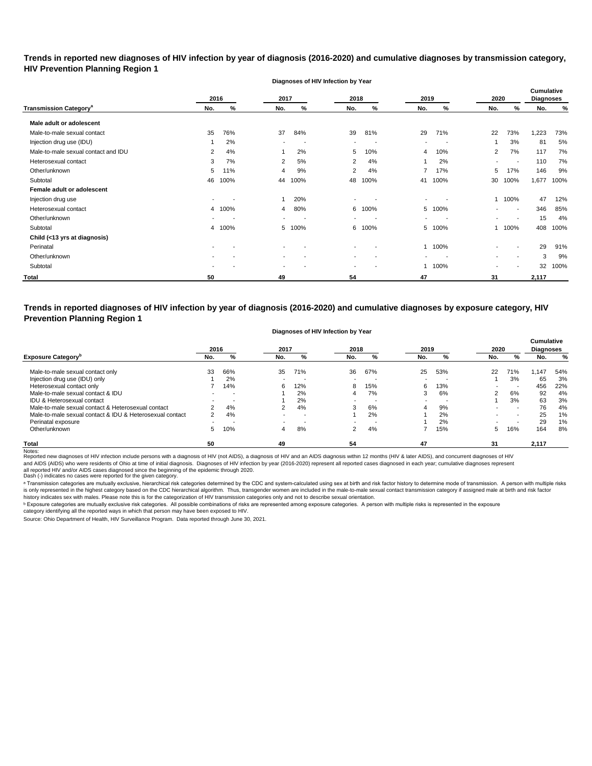## Trends in reported new diagnoses of HIV infection by year of diagnosis (2016-2020) and cumulative diagnoses by transmission category, HIV Prevention Planning Region 1

| Transmission Category[a] | 2016 No. | 2016 % | 2017 No. | 2017 % | 2018 No. | 2018 % | 2019 No. | 2019 % | 2020 No. | 2020 % | Cumulative Diagnoses No. | Cumulative Diagnoses % |
|---|---|---|---|---|---|---|---|---|---|---|---|---|
| **Male adult or adolescent** | | | | | | | | | | | | |
| Male-to-male sexual contact | 35 | 76% | 37 | 84% | 39 | 81% | 29 | 71% | 22 | 73% | 1,223 | 73% |
| Injection drug use (IDU) | 1 | 2% | - | - | - | - | - | - | 1 | 3% | 81 | 5% |
| Male-to-male sexual contact and IDU | 2 | 4% | 1 | 2% | 5 | 10% | 4 | 10% | 2 | 7% | 117 | 7% |
| Heterosexual contact | 3 | 7% | 2 | 5% | 2 | 4% | 1 | 2% | - | - | 110 | 7% |
| Other/unknown | 5 | 11% | 4 | 9% | 2 | 4% | 7 | 17% | 5 | 17% | 146 | 9% |
| Subtotal | 46 | 100% | 44 | 100% | 48 | 100% | 41 | 100% | 30 | 100% | 1,677 | 100% |
| **Female adult or adolescent** | | | | | | | | | | | | |
| Injection drug use | - | - | 1 | 20% | - | - | - | - | 1 | 100% | 47 | 12% |
| Heterosexual contact | 4 | 100% | 4 | 80% | 6 | 100% | 5 | 100% | - | - | 346 | 85% |
| Other/unknown | - | - | - | - | - | - | - | - | - | - | 15 | 4% |
| Subtotal | 4 | 100% | 5 | 100% | 6 | 100% | 5 | 100% | 1 | 100% | 408 | 100% |
| **Child (<13 yrs at diagnosis)** | | | | | | | | | | | | |
| Perinatal | - | - | - | - | - | - | 1 | 100% | - | - | 29 | 91% |
| Other/unknown | - | - | - | - | - | - | - | - | - | - | 3 | 9% |
| Subtotal | - | - | - | - | - | - | 1 | 100% | - | - | 32 | 100% |
| **Total** | **50** | | **49** | | **54** | | **47** | | **31** | | **2,117** | |

## Trends in reported diagnoses of HIV infection by year of diagnosis (2016-2020) and cumulative diagnoses by exposure category, HIV Prevention Planning Region 1

| Exposure Category[b] | 2016 No. | 2016 % | 2017 No. | 2017 % | 2018 No. | 2018 % | 2019 No. | 2019 % | 2020 No. | 2020 % | Cumulative Diagnoses No. | Cumulative Diagnoses % |
|---|---|---|---|---|---|---|---|---|---|---|---|---|
| Male-to-male sexual contact only | 33 | 66% | 35 | 71% | 36 | 67% | 25 | 53% | 22 | 71% | 1,147 | 54% |
| Injection drug use (IDU) only | 1 | 2% | - | - | - | - | - | - | 1 | 3% | 65 | 3% |
| Heterosexual contact only | 7 | 14% | 6 | 12% | 8 | 15% | 6 | 13% | - | - | 456 | 22% |
| Male-to-male sexual contact & IDU | - | - | 1 | 2% | 4 | 7% | 3 | 6% | 2 | 6% | 92 | 4% |
| IDU & Heterosexual contact | - | - | 1 | 2% | - | - | - | - | 1 | 3% | 63 | 3% |
| Male-to-male sexual contact & Heterosexual contact | 2 | 4% | 2 | 4% | 3 | 6% | 4 | 9% | - | - | 76 | 4% |
| Male-to-male sexual contact & IDU & Heterosexual contact | 2 | 4% | - | - | 1 | 2% | 1 | 2% | - | - | 25 | 1% |
| Perinatal exposure | - | - | - | - | - | - | 1 | 2% | - | - | 29 | 1% |
| Other/unknown | 5 | 10% | 4 | 8% | 2 | 4% | 7 | 15% | 5 | 16% | 164 | 8% |
| **Total** | **50** | | **49** | | **54** | | **47** | | **31** | | **2,117** | |

Notes:
Reported new diagnoses of HIV infection include persons with a diagnosis of HIV (not AIDS), a diagnosis of HIV and an AIDS diagnosis within 12 months (HIV & later AIDS), and concurrent diagnoses of HIV and AIDS (AIDS) who were residents of Ohio at time of initial diagnosis. Diagnoses of HIV infection by year (2016-2020) represent all reported cases diagnosed in each year; cumulative diagnoses represent all reported HIV and/or AIDS cases diagnosed since the beginning of the epidemic through 2020.
Dash (-) indicates no cases were reported for the given category.

[a] Transmission categories are mutually exclusive, hierarchical risk categories determined by the CDC and system-calculated using sex at birth and risk factor history to determine mode of transmission. A person with multiple risks is only represented in the highest category based on the CDC hierarchical algorithm. Thus, transgender women are included in the male-to-male sexual contact transmission category if assigned male at birth and risk factor history indicates sex with males. Please note this is for the categorization of HIV transmission categories only and not to describe sexual orientation.

[b] Exposure categories are mutually exclusive risk categories. All possible combinations of risks are represented among exposure categories. A person with multiple risks is represented in the exposure category identifying all the reported ways in which that person may have been exposed to HIV.

Source: Ohio Department of Health, HIV Surveillance Program. Data reported through June 30, 2021.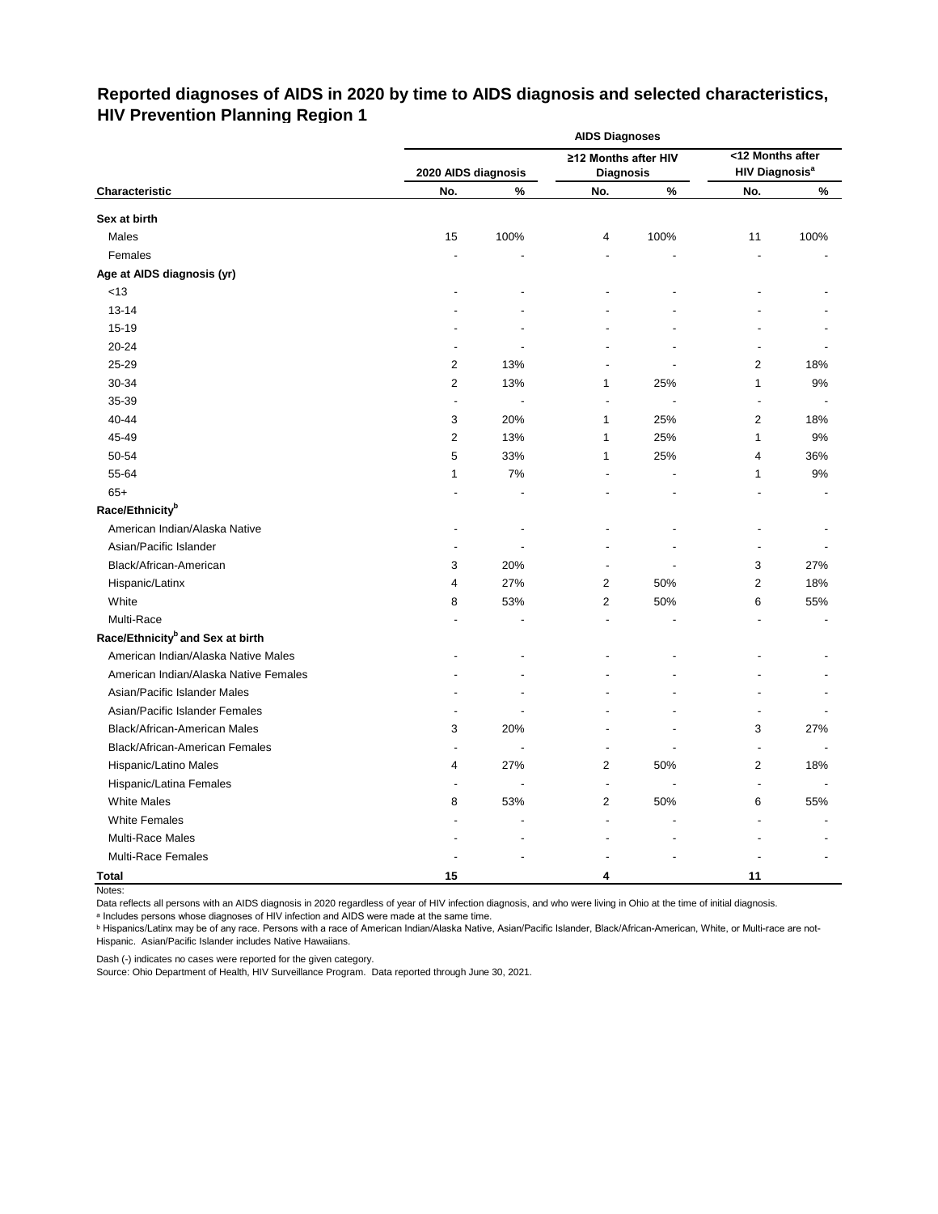## Reported diagnoses of AIDS in 2020 by time to AIDS diagnosis and selected characteristics, HIV Prevention Planning Region 1

| | AIDS Diagnoses | | | | | |
|---|---|---|---|---|---|---|
| | 2020 AIDS diagnosis | | ≥12 Months after HIV Diagnosis | | <12 Months after HIV Diagnosis[a] | |
| Characteristic | No. | % | No. | % | No. | % |
| **Sex at birth** | | | | | | |
| Males | 15 | 100% | 4 | 100% | 11 | 100% |
| Females | - | - | - | - | - | - |
| **Age at AIDS diagnosis (yr)** | | | | | | |
| <13 | - | - | - | - | - | - |
| 13-14 | - | - | - | - | - | - |
| 15-19 | - | - | - | - | - | - |
| 20-24 | - | - | - | - | - | - |
| 25-29 | 2 | 13% | - | - | 2 | 18% |
| 30-34 | 2 | 13% | 1 | 25% | 1 | 9% |
| 35-39 | - | - | - | - | - | - |
| 40-44 | 3 | 20% | 1 | 25% | 2 | 18% |
| 45-49 | 2 | 13% | 1 | 25% | 1 | 9% |
| 50-54 | 5 | 33% | 1 | 25% | 4 | 36% |
| 55-64 | 1 | 7% | - | - | 1 | 9% |
| 65+ | - | - | - | - | - | - |
| **Race/Ethnicity[b]** | | | | | | |
| American Indian/Alaska Native | - | - | - | - | - | - |
| Asian/Pacific Islander | - | - | - | - | - | - |
| Black/African-American | 3 | 20% | - | - | 3 | 27% |
| Hispanic/Latinx | 4 | 27% | 2 | 50% | 2 | 18% |
| White | 8 | 53% | 2 | 50% | 6 | 55% |
| Multi-Race | - | - | - | - | - | - |
| **Race/Ethnicity[b] and Sex at birth** | | | | | | |
| American Indian/Alaska Native Males | - | - | - | - | - | - |
| American Indian/Alaska Native Females | - | - | - | - | - | - |
| Asian/Pacific Islander Males | - | - | - | - | - | - |
| Asian/Pacific Islander Females | - | - | - | - | - | - |
| Black/African-American Males | 3 | 20% | - | - | 3 | 27% |
| Black/African-American Females | - | - | - | - | - | - |
| Hispanic/Latino Males | 4 | 27% | 2 | 50% | 2 | 18% |
| Hispanic/Latina Females | - | - | - | - | - | - |
| White Males | 8 | 53% | 2 | 50% | 6 | 55% |
| White Females | - | - | - | - | - | - |
| Multi-Race Males | - | - | - | - | - | - |
| Multi-Race Females | - | - | - | - | - | - |
| **Total** | **15** | | **4** | | **11** | |

Notes:

Data reflects all persons with an AIDS diagnosis in 2020 regardless of year of HIV infection diagnosis, and who were living in Ohio at the time of initial diagnosis.

[a] Includes persons whose diagnoses of HIV infection and AIDS were made at the same time.

[b] Hispanics/Latinx may be of any race. Persons with a race of American Indian/Alaska Native, Asian/Pacific Islander, Black/African-American, White, or Multi-race are not-Hispanic. Asian/Pacific Islander includes Native Hawaiians.

Dash (-) indicates no cases were reported for the given category.

Source: Ohio Department of Health, HIV Surveillance Program. Data reported through June 30, 2021.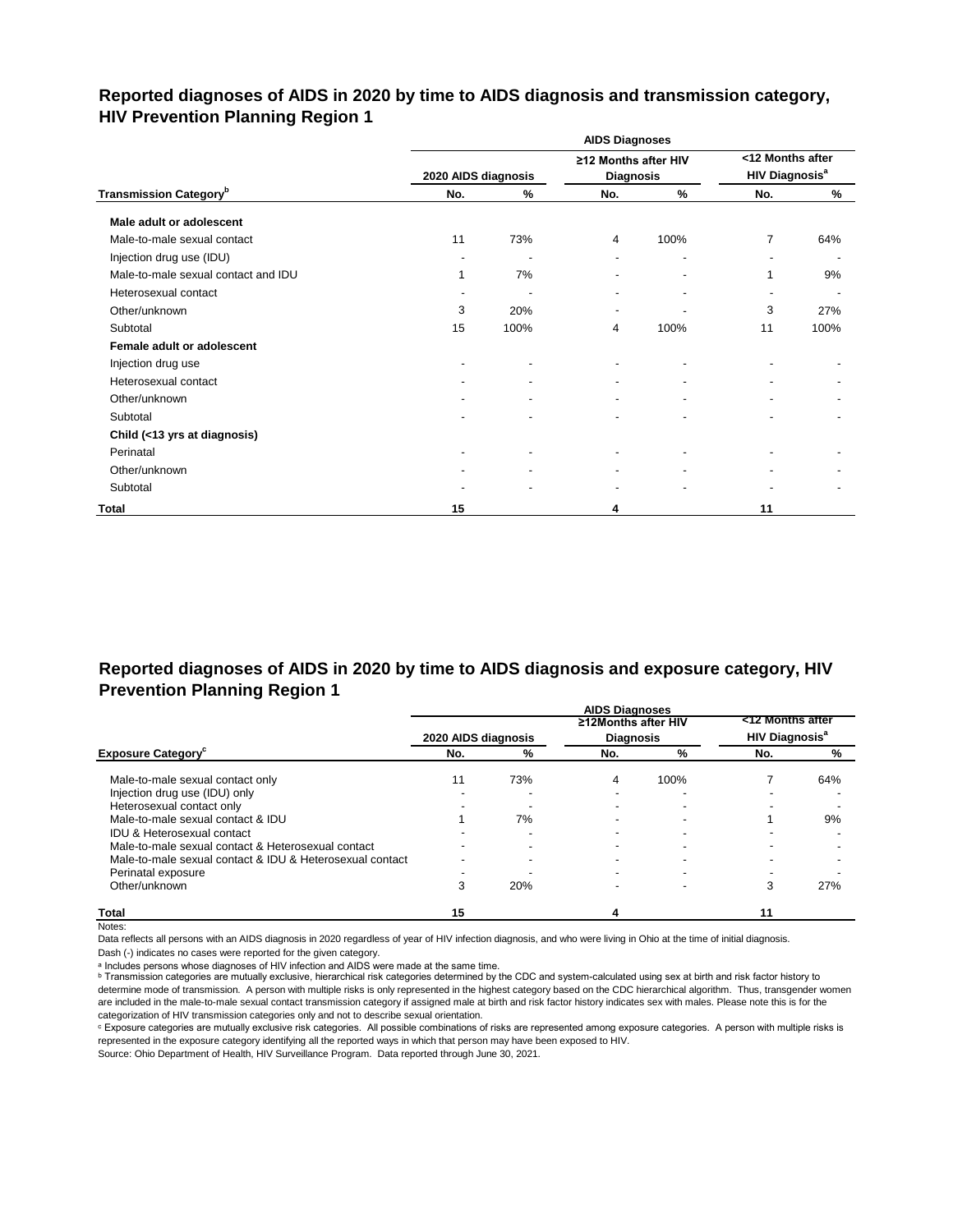## Reported diagnoses of AIDS in 2020 by time to AIDS diagnosis and transmission category, HIV Prevention Planning Region 1

| | AIDS Diagnoses | | | | | |
|---|---|---|---|---|---|---|
| | 2020 AIDS diagnosis | | ≥12 Months after HIV Diagnosis | | <12 Months after HIV Diagnosis[a] | |
| Transmission Category[b] | No. | % | No. | % | No. | % |
| **Male adult or adolescent** | | | | | | |
| Male-to-male sexual contact | 11 | 73% | 4 | 100% | 7 | 64% |
| Injection drug use (IDU) | - | - | - | - | - | - |
| Male-to-male sexual contact and IDU | 1 | 7% | - | - | 1 | 9% |
| Heterosexual contact | - | - | - | - | - | - |
| Other/unknown | 3 | 20% | - | - | 3 | 27% |
| Subtotal | 15 | 100% | 4 | 100% | 11 | 100% |
| **Female adult or adolescent** | | | | | | |
| Injection drug use | - | - | - | - | - | - |
| Heterosexual contact | - | - | - | - | - | - |
| Other/unknown | - | - | - | - | - | - |
| Subtotal | - | - | - | - | - | - |
| **Child (<13 yrs at diagnosis)** | | | | | | |
| Perinatal | - | - | - | - | - | - |
| Other/unknown | - | - | - | - | - | - |
| Subtotal | - | - | - | - | - | - |
| **Total** | **15** | | **4** | | **11** | |

## Reported diagnoses of AIDS in 2020 by time to AIDS diagnosis and exposure category, HIV Prevention Planning Region 1

| | AIDS Diagnoses | | | | | |
|---|---|---|---|---|---|---|
| | 2020 AIDS diagnosis | | ≥12Months after HIV Diagnosis | | <12 Months after HIV Diagnosis[a] | |
| Exposure Category[c] | No. | % | No. | % | No. | % |
| Male-to-male sexual contact only | 11 | 73% | 4 | 100% | 7 | 64% |
| Injection drug use (IDU) only | - | - | - | - | - | - |
| Heterosexual contact only | - | - | - | - | - | - |
| Male-to-male sexual contact & IDU | 1 | 7% | - | - | 1 | 9% |
| IDU & Heterosexual contact | - | - | - | - | - | - |
| Male-to-male sexual contact & Heterosexual contact | - | - | - | - | - | - |
| Male-to-male sexual contact & IDU & Heterosexual contact | - | - | - | - | - | - |
| Perinatal exposure | - | - | - | - | - | - |
| Other/unknown | 3 | 20% | - | - | 3 | 27% |
| **Total** | **15** | | **4** | | **11** | |

Notes:

Data reflects all persons with an AIDS diagnosis in 2020 regardless of year of HIV infection diagnosis, and who were living in Ohio at the time of initial diagnosis.

Dash (-) indicates no cases were reported for the given category.

[a] Includes persons whose diagnoses of HIV infection and AIDS were made at the same time.

[b] Transmission categories are mutually exclusive, hierarchical risk categories determined by the CDC and system-calculated using sex at birth and risk factor history to determine mode of transmission. A person with multiple risks is only represented in the highest category based on the CDC hierarchical algorithm. Thus, transgender women are included in the male-to-male sexual contact transmission category if assigned male at birth and risk factor history indicates sex with males. Please note this is for the categorization of HIV transmission categories only and not to describe sexual orientation.

[c] Exposure categories are mutually exclusive risk categories. All possible combinations of risks are represented among exposure categories. A person with multiple risks is represented in the exposure category identifying all the reported ways in which that person may have been exposed to HIV.

Source: Ohio Department of Health, HIV Surveillance Program. Data reported through June 30, 2021.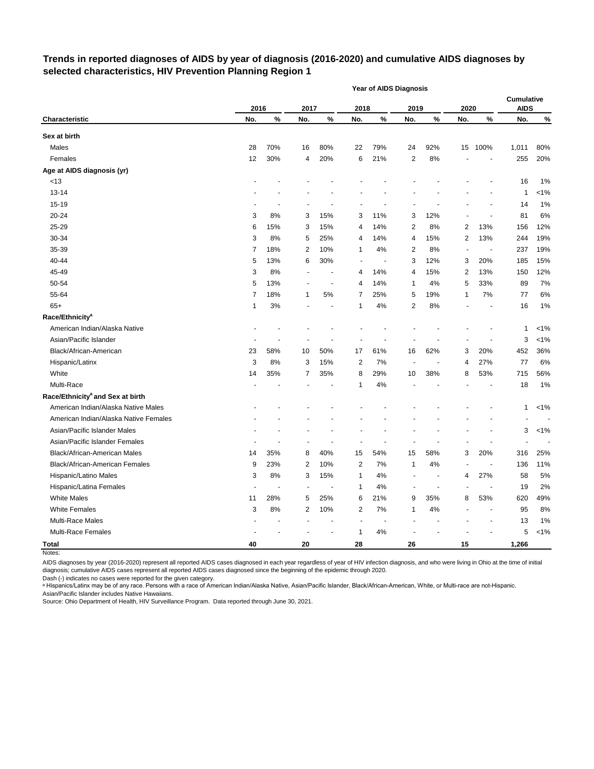# Trends in reported diagnoses of AIDS by year of diagnosis (2016-2020) and cumulative AIDS diagnoses by selected characteristics, HIV Prevention Planning Region 1

| | Year of AIDS Diagnosis | | | | | | | | | | | |
|---|---|---|---|---|---|---|---|---|---|---|---|---|
| | 2016 | | 2017 | | 2018 | | 2019 | | 2020 | | Cumulative AIDS | |
| Characteristic | No. | % | No. | % | No. | % | No. | % | No. | % | No. | % |
| **Sex at birth** | | | | | | | | | | | | |
| Males | 28 | 70% | 16 | 80% | 22 | 79% | 24 | 92% | 15 | 100% | 1,011 | 80% |
| Females | 12 | 30% | 4 | 20% | 6 | 21% | 2 | 8% | - | - | 255 | 20% |
| **Age at AIDS diagnosis (yr)** | | | | | | | | | | | | |
| <13 | - | - | - | - | - | - | - | - | - | - | 16 | 1% |
| 13-14 | - | - | - | - | - | - | - | - | - | - | 1 | <1% |
| 15-19 | - | - | - | - | - | - | - | - | - | - | 14 | 1% |
| 20-24 | 3 | 8% | 3 | 15% | 3 | 11% | 3 | 12% | - | - | 81 | 6% |
| 25-29 | 6 | 15% | 3 | 15% | 4 | 14% | 2 | 8% | 2 | 13% | 156 | 12% |
| 30-34 | 3 | 8% | 5 | 25% | 4 | 14% | 4 | 15% | 2 | 13% | 244 | 19% |
| 35-39 | 7 | 18% | 2 | 10% | 1 | 4% | 2 | 8% | - | - | 237 | 19% |
| 40-44 | 5 | 13% | 6 | 30% | - | - | 3 | 12% | 3 | 20% | 185 | 15% |
| 45-49 | 3 | 8% | - | - | 4 | 14% | 4 | 15% | 2 | 13% | 150 | 12% |
| 50-54 | 5 | 13% | - | - | 4 | 14% | 1 | 4% | 5 | 33% | 89 | 7% |
| 55-64 | 7 | 18% | 1 | 5% | 7 | 25% | 5 | 19% | 1 | 7% | 77 | 6% |
| 65+ | 1 | 3% | - | - | 1 | 4% | 2 | 8% | - | - | 16 | 1% |
| **Race/Ethnicity[a]** | | | | | | | | | | | | |
| American Indian/Alaska Native | - | - | - | - | - | - | - | - | - | - | 1 | <1% |
| Asian/Pacific Islander | - | - | - | - | - | - | - | - | - | - | 3 | <1% |
| Black/African-American | 23 | 58% | 10 | 50% | 17 | 61% | 16 | 62% | 3 | 20% | 452 | 36% |
| Hispanic/Latinx | 3 | 8% | 3 | 15% | 2 | 7% | - | - | 4 | 27% | 77 | 6% |
| White | 14 | 35% | 7 | 35% | 8 | 29% | 10 | 38% | 8 | 53% | 715 | 56% |
| Multi-Race | - | - | - | - | 1 | 4% | - | - | - | - | 18 | 1% |
| **Race/Ethnicity[a] and Sex at birth** | | | | | | | | | | | | |
| American Indian/Alaska Native Males | - | - | - | - | - | - | - | - | - | - | 1 | <1% |
| American Indian/Alaska Native Females | - | - | - | - | - | - | - | - | - | - | - | - |
| Asian/Pacific Islander Males | - | - | - | - | - | - | - | - | - | - | 3 | <1% |
| Asian/Pacific Islander Females | - | - | - | - | - | - | - | - | - | - | - | - |
| Black/African-American Males | 14 | 35% | 8 | 40% | 15 | 54% | 15 | 58% | 3 | 20% | 316 | 25% |
| Black/African-American Females | 9 | 23% | 2 | 10% | 2 | 7% | 1 | 4% | - | - | 136 | 11% |
| Hispanic/Latino Males | 3 | 8% | 3 | 15% | 1 | 4% | - | - | 4 | 27% | 58 | 5% |
| Hispanic/Latina Females | - | - | - | - | 1 | 4% | - | - | - | - | 19 | 2% |
| White Males | 11 | 28% | 5 | 25% | 6 | 21% | 9 | 35% | 8 | 53% | 620 | 49% |
| White Females | 3 | 8% | 2 | 10% | 2 | 7% | 1 | 4% | - | - | 95 | 8% |
| Multi-Race Males | - | - | - | - | - | - | - | - | - | - | 13 | 1% |
| Multi-Race Females | - | - | - | - | 1 | 4% | - | - | - | - | 5 | <1% |
| **Total** | **40** | | **20** | | **28** | | **26** | | **15** | | **1,266** | |

Notes:

AIDS diagnoses by year (2016-2020) represent all reported AIDS cases diagnosed in each year regardless of year of HIV infection diagnosis, and who were living in Ohio at the time of initial diagnosis; cumulative AIDS cases represent all reported AIDS cases diagnosed since the beginning of the epidemic through 2020.

Dash (-) indicates no cases were reported for the given category.

[a] Hispanics/Latinx may be of any race. Persons with a race of American Indian/Alaska Native, Asian/Pacific Islander, Black/African-American, White, or Multi-race are not-Hispanic. Asian/Pacific Islander includes Native Hawaiians.

Source: Ohio Department of Health, HIV Surveillance Program. Data reported through June 30, 2021.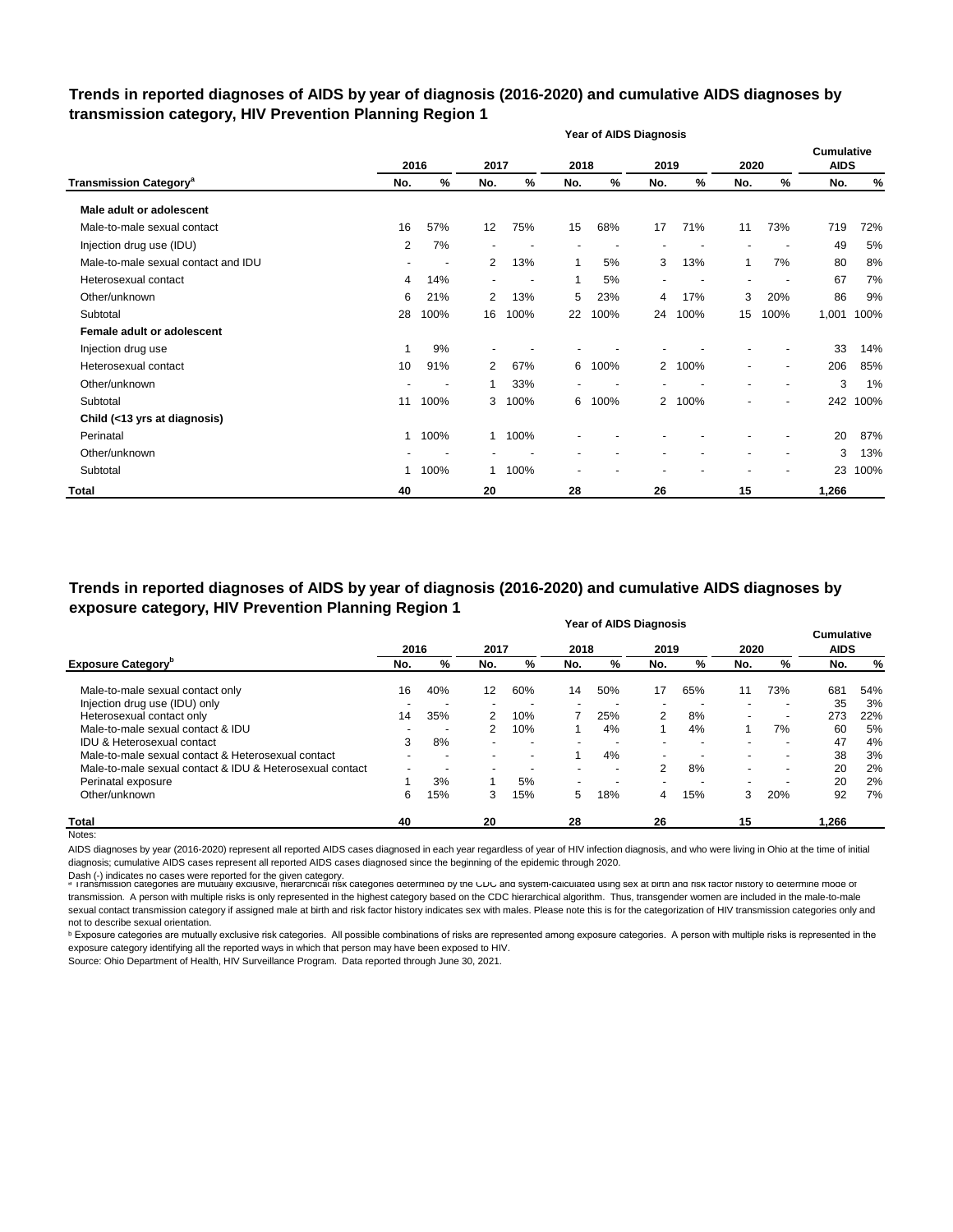## Trends in reported diagnoses of AIDS by year of diagnosis (2016-2020) and cumulative AIDS diagnoses by transmission category, HIV Prevention Planning Region 1

| | Year of AIDS Diagnosis | | | | | | | | | | | |
|---|---|---|---|---|---|---|---|---|---|---|---|---|
| | 2016 | | 2017 | | 2018 | | 2019 | | 2020 | | Cumulative AIDS | |
| Transmission Category[a] | No. | % | No. | % | No. | % | No. | % | No. | % | No. | % |
| **Male adult or adolescent** | | | | | | | | | | | | |
| Male-to-male sexual contact | 16 | 57% | 12 | 75% | 15 | 68% | 17 | 71% | 11 | 73% | 719 | 72% |
| Injection drug use (IDU) | 2 | 7% | - | - | - | - | - | - | - | - | 49 | 5% |
| Male-to-male sexual contact and IDU | - | - | 2 | 13% | 1 | 5% | 3 | 13% | 1 | 7% | 80 | 8% |
| Heterosexual contact | 4 | 14% | - | - | 1 | 5% | - | - | - | - | 67 | 7% |
| Other/unknown | 6 | 21% | 2 | 13% | 5 | 23% | 4 | 17% | 3 | 20% | 86 | 9% |
| Subtotal | 28 | 100% | 16 | 100% | 22 | 100% | 24 | 100% | 15 | 100% | 1,001 | 100% |
| **Female adult or adolescent** | | | | | | | | | | | | |
| Injection drug use | 1 | 9% | - | - | - | - | - | - | - | - | 33 | 14% |
| Heterosexual contact | 10 | 91% | 2 | 67% | 6 | 100% | 2 | 100% | - | - | 206 | 85% |
| Other/unknown | - | - | 1 | 33% | - | - | - | - | - | - | 3 | 1% |
| Subtotal | 11 | 100% | 3 | 100% | 6 | 100% | 2 | 100% | - | - | 242 | 100% |
| **Child (<13 yrs at diagnosis)** | | | | | | | | | | | | |
| Perinatal | 1 | 100% | 1 | 100% | - | - | - | - | - | - | 20 | 87% |
| Other/unknown | - | - | - | - | - | - | - | - | - | - | 3 | 13% |
| Subtotal | 1 | 100% | 1 | 100% | - | - | - | - | - | - | 23 | 100% |
| **Total** | **40** | | **20** | | **28** | | **26** | | **15** | | **1,266** | |

## Trends in reported diagnoses of AIDS by year of diagnosis (2016-2020) and cumulative AIDS diagnoses by exposure category, HIV Prevention Planning Region 1

| | Year of AIDS Diagnosis | | | | | | | | | | | |
|---|---|---|---|---|---|---|---|---|---|---|---|---|
| | 2016 | | 2017 | | 2018 | | 2019 | | 2020 | | Cumulative AIDS | |
| Exposure Category[b] | No. | % | No. | % | No. | % | No. | % | No. | % | No. | % |
| Male-to-male sexual contact only | 16 | 40% | 12 | 60% | 14 | 50% | 17 | 65% | 11 | 73% | 681 | 54% |
| Injection drug use (IDU) only | - | - | - | - | - | - | - | - | - | - | 35 | 3% |
| Heterosexual contact only | 14 | 35% | 2 | 10% | 7 | 25% | 2 | 8% | - | - | 273 | 22% |
| Male-to-male sexual contact & IDU | - | - | 2 | 10% | 1 | 4% | 1 | 4% | 1 | 7% | 60 | 5% |
| IDU & Heterosexual contact | 3 | 8% | - | - | - | - | - | - | - | - | 47 | 4% |
| Male-to-male sexual contact & Heterosexual contact | - | - | - | - | 1 | 4% | - | - | - | - | 38 | 3% |
| Male-to-male sexual contact & IDU & Heterosexual contact | - | - | - | - | - | - | 2 | 8% | - | - | 20 | 2% |
| Perinatal exposure | 1 | 3% | 1 | 5% | - | - | - | - | - | - | 20 | 2% |
| Other/unknown | 6 | 15% | 3 | 15% | 5 | 18% | 4 | 15% | 3 | 20% | 92 | 7% |
| **Total** | **40** | | **20** | | **28** | | **26** | | **15** | | **1,266** | |

Notes:

AIDS diagnoses by year (2016-2020) represent all reported AIDS cases diagnosed in each year regardless of year of HIV infection diagnosis, and who were living in Ohio at the time of initial diagnosis; cumulative AIDS cases represent all reported AIDS cases diagnosed since the beginning of the epidemic through 2020.

Dash (-) indicates no cases were reported for the given category.

[a] Transmission categories are mutually exclusive, hierarchical risk categories determined by the CDC and system-calculated using sex at birth and risk factor history to determine mode of transmission. A person with multiple risks is only represented in the highest category based on the CDC hierarchical algorithm. Thus, transgender women are included in the male-to-male sexual contact transmission category if assigned male at birth and risk factor history indicates sex with males. Please note this is for the categorization of HIV transmission categories only and not to describe sexual orientation.

[b] Exposure categories are mutually exclusive risk categories. All possible combinations of risks are represented among exposure categories. A person with multiple risks is represented in the exposure category identifying all the reported ways in which that person may have been exposed to HIV.

Source: Ohio Department of Health, HIV Surveillance Program. Data reported through June 30, 2021.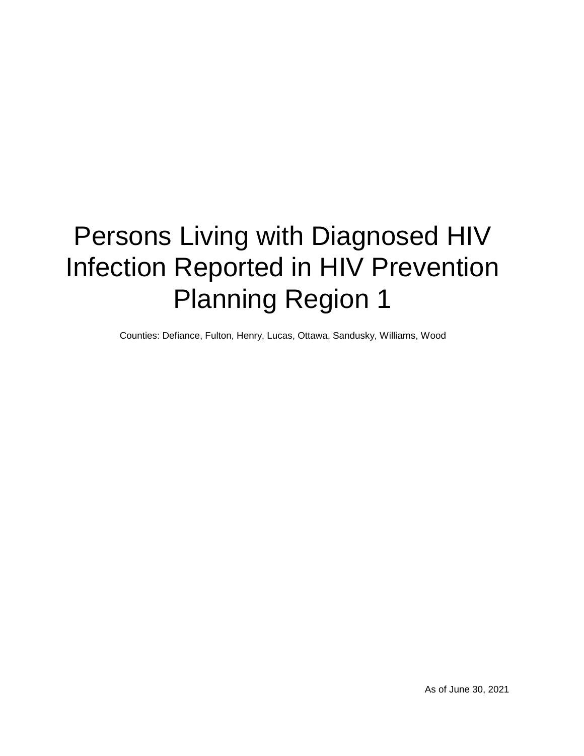# Persons Living with Diagnosed HIV Infection Reported in HIV Prevention Planning Region 1

Counties: Defiance, Fulton, Henry, Lucas, Ottawa, Sandusky, Williams, Wood

As of June 30, 2021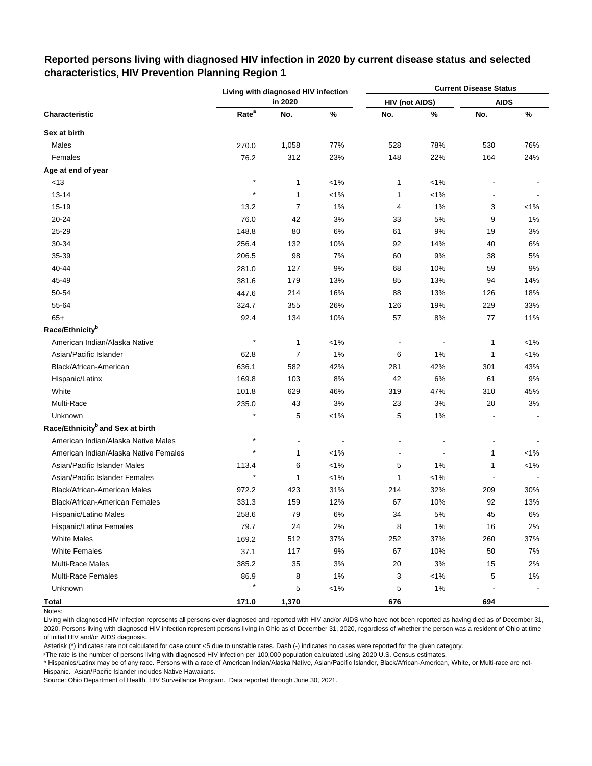## Reported persons living with diagnosed HIV infection in 2020 by current disease status and selected characteristics, HIV Prevention Planning Region 1

| Characteristic | Living with diagnosed HIV infection in 2020 | | | Current Disease Status | | | |
|---|---|---|---|---|---|---|---|
| | | | | HIV (not AIDS) | | AIDS | |
| | Rate[a] | No. | % | No. | % | No. | % |
| **Sex at birth** | | | | | | | |
| Males | 270.0 | 1,058 | 77% | 528 | 78% | 530 | 76% |
| Females | 76.2 | 312 | 23% | 148 | 22% | 164 | 24% |
| **Age at end of year** | | | | | | | |
| <13 | * | 1 | <1% | 1 | <1% | - | - |
| 13-14 | * | 1 | <1% | 1 | <1% | - | - |
| 15-19 | 13.2 | 7 | 1% | 4 | 1% | 3 | <1% |
| 20-24 | 76.0 | 42 | 3% | 33 | 5% | 9 | 1% |
| 25-29 | 148.8 | 80 | 6% | 61 | 9% | 19 | 3% |
| 30-34 | 256.4 | 132 | 10% | 92 | 14% | 40 | 6% |
| 35-39 | 206.5 | 98 | 7% | 60 | 9% | 38 | 5% |
| 40-44 | 281.0 | 127 | 9% | 68 | 10% | 59 | 9% |
| 45-49 | 381.6 | 179 | 13% | 85 | 13% | 94 | 14% |
| 50-54 | 447.6 | 214 | 16% | 88 | 13% | 126 | 18% |
| 55-64 | 324.7 | 355 | 26% | 126 | 19% | 229 | 33% |
| 65+ | 92.4 | 134 | 10% | 57 | 8% | 77 | 11% |
| **Race/Ethnicity[b]** | | | | | | | |
| American Indian/Alaska Native | * | 1 | <1% | - | - | 1 | <1% |
| Asian/Pacific Islander | 62.8 | 7 | 1% | 6 | 1% | 1 | <1% |
| Black/African-American | 636.1 | 582 | 42% | 281 | 42% | 301 | 43% |
| Hispanic/Latinx | 169.8 | 103 | 8% | 42 | 6% | 61 | 9% |
| White | 101.8 | 629 | 46% | 319 | 47% | 310 | 45% |
| Multi-Race | 235.0 | 43 | 3% | 23 | 3% | 20 | 3% |
| Unknown | * | 5 | <1% | 5 | 1% | - | - |
| **Race/Ethnicity[b] and Sex at birth** | | | | | | | |
| American Indian/Alaska Native Males | * | - | - | - | - | - | - |
| American Indian/Alaska Native Females | * | 1 | <1% | - | - | 1 | <1% |
| Asian/Pacific Islander Males | 113.4 | 6 | <1% | 5 | 1% | 1 | <1% |
| Asian/Pacific Islander Females | * | 1 | <1% | 1 | <1% | - | - |
| Black/African-American Males | 972.2 | 423 | 31% | 214 | 32% | 209 | 30% |
| Black/African-American Females | 331.3 | 159 | 12% | 67 | 10% | 92 | 13% |
| Hispanic/Latino Males | 258.6 | 79 | 6% | 34 | 5% | 45 | 6% |
| Hispanic/Latina Females | 79.7 | 24 | 2% | 8 | 1% | 16 | 2% |
| White Males | 169.2 | 512 | 37% | 252 | 37% | 260 | 37% |
| White Females | 37.1 | 117 | 9% | 67 | 10% | 50 | 7% |
| Multi-Race Males | 385.2 | 35 | 3% | 20 | 3% | 15 | 2% |
| Multi-Race Females | 86.9 | 8 | 1% | 3 | <1% | 5 | 1% |
| Unknown | * | 5 | <1% | 5 | 1% | - | - |
| **Total** | **171.0** | **1,370** | | **676** | | **694** | |

Notes:

Living with diagnosed HIV infection represents all persons ever diagnosed and reported with HIV and/or AIDS who have not been reported as having died as of December 31, 2020. Persons living with diagnosed HIV infection represent persons living in Ohio as of December 31, 2020, regardless of whether the person was a resident of Ohio at time of initial HIV and/or AIDS diagnosis.

Asterisk (*) indicates rate not calculated for case count <5 due to unstable rates. Dash (-) indicates no cases were reported for the given category.

[a] The rate is the number of persons living with diagnosed HIV infection per 100,000 population calculated using 2020 U.S. Census estimates.

[b] Hispanics/Latinx may be of any race. Persons with a race of American Indian/Alaska Native, Asian/Pacific Islander, Black/African-American, White, or Multi-race are not-Hispanic. Asian/Pacific Islander includes Native Hawaiians.

Source: Ohio Department of Health, HIV Surveillance Program. Data reported through June 30, 2021.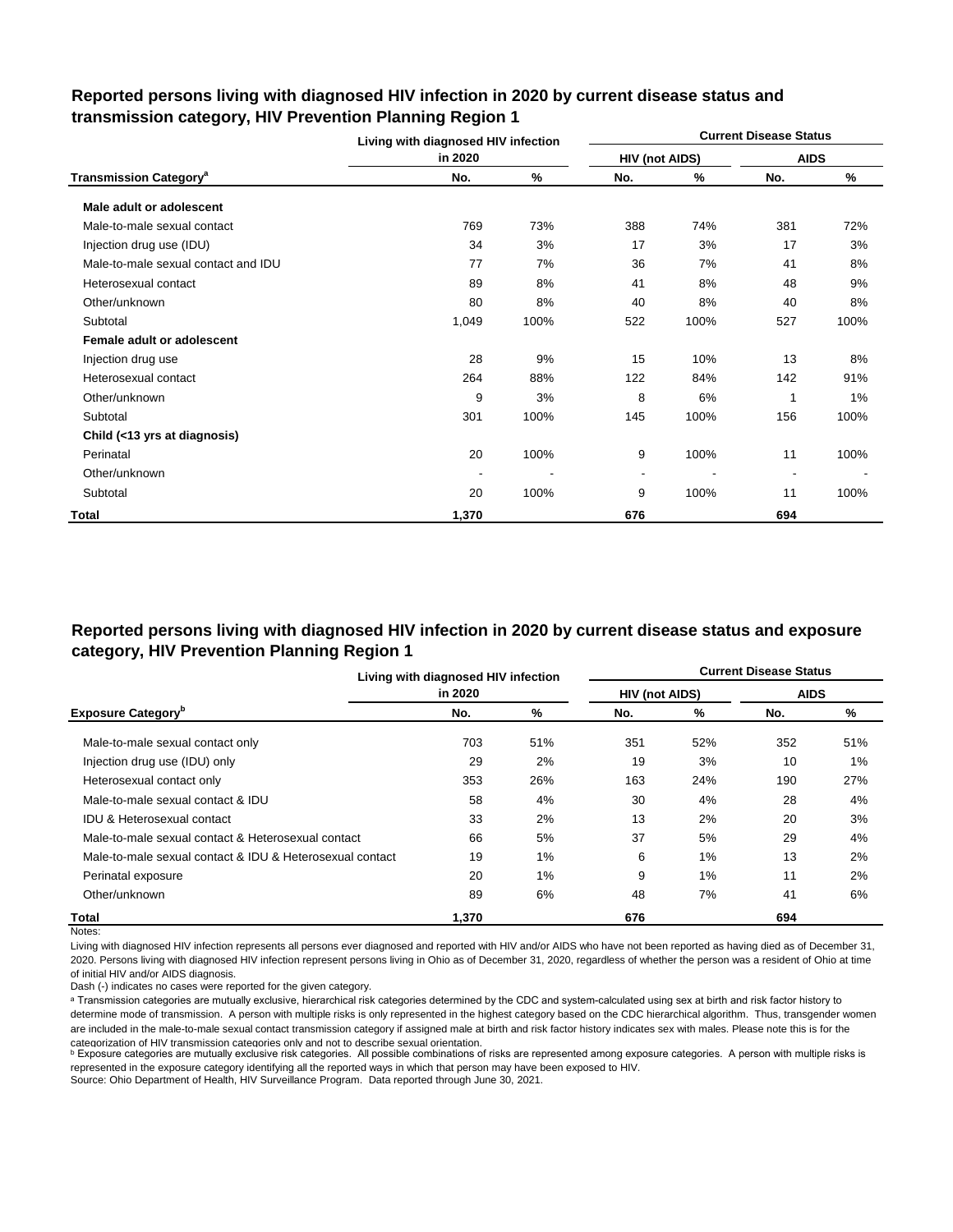## Reported persons living with diagnosed HIV infection in 2020 by current disease status and transmission category, HIV Prevention Planning Region 1

| Transmission Category[a] | Living with diagnosed HIV infection in 2020 | | Current Disease Status | | | |
|---|---|---|---|---|---|---|
| | | | HIV (not AIDS) | | AIDS | |
| | No. | % | No. | % | No. | % |
| **Male adult or adolescent** | | | | | | |
| Male-to-male sexual contact | 769 | 73% | 388 | 74% | 381 | 72% |
| Injection drug use (IDU) | 34 | 3% | 17 | 3% | 17 | 3% |
| Male-to-male sexual contact and IDU | 77 | 7% | 36 | 7% | 41 | 8% |
| Heterosexual contact | 89 | 8% | 41 | 8% | 48 | 9% |
| Other/unknown | 80 | 8% | 40 | 8% | 40 | 8% |
| Subtotal | 1,049 | 100% | 522 | 100% | 527 | 100% |
| **Female adult or adolescent** | | | | | | |
| Injection drug use | 28 | 9% | 15 | 10% | 13 | 8% |
| Heterosexual contact | 264 | 88% | 122 | 84% | 142 | 91% |
| Other/unknown | 9 | 3% | 8 | 6% | 1 | 1% |
| Subtotal | 301 | 100% | 145 | 100% | 156 | 100% |
| **Child (<13 yrs at diagnosis)** | | | | | | |
| Perinatal | 20 | 100% | 9 | 100% | 11 | 100% |
| Other/unknown | - | - | - | - | - | - |
| Subtotal | 20 | 100% | 9 | 100% | 11 | 100% |
| **Total** | **1,370** | | **676** | | **694** | |

## Reported persons living with diagnosed HIV infection in 2020 by current disease status and exposure category, HIV Prevention Planning Region 1

| Exposure Category[b] | Living with diagnosed HIV infection in 2020 | | Current Disease Status | | | |
|---|---|---|---|---|---|---|
| | | | HIV (not AIDS) | | AIDS | |
| | No. | % | No. | % | No. | % |
| Male-to-male sexual contact only | 703 | 51% | 351 | 52% | 352 | 51% |
| Injection drug use (IDU) only | 29 | 2% | 19 | 3% | 10 | 1% |
| Heterosexual contact only | 353 | 26% | 163 | 24% | 190 | 27% |
| Male-to-male sexual contact & IDU | 58 | 4% | 30 | 4% | 28 | 4% |
| IDU & Heterosexual contact | 33 | 2% | 13 | 2% | 20 | 3% |
| Male-to-male sexual contact & Heterosexual contact | 66 | 5% | 37 | 5% | 29 | 4% |
| Male-to-male sexual contact & IDU & Heterosexual contact | 19 | 1% | 6 | 1% | 13 | 2% |
| Perinatal exposure | 20 | 1% | 9 | 1% | 11 | 2% |
| Other/unknown | 89 | 6% | 48 | 7% | 41 | 6% |
| **Total** | **1,370** | | **676** | | **694** | |

Notes:

Living with diagnosed HIV infection represents all persons ever diagnosed and reported with HIV and/or AIDS who have not been reported as having died as of December 31, 2020. Persons living with diagnosed HIV infection represent persons living in Ohio as of December 31, 2020, regardless of whether the person was a resident of Ohio at time of initial HIV and/or AIDS diagnosis.

Dash (-) indicates no cases were reported for the given category.

[a] Transmission categories are mutually exclusive, hierarchical risk categories determined by the CDC and system-calculated using sex at birth and risk factor history to determine mode of transmission. A person with multiple risks is only represented in the highest category based on the CDC hierarchical algorithm. Thus, transgender women are included in the male-to-male sexual contact transmission category if assigned male at birth and risk factor history indicates sex with males. Please note this is for the categorization of HIV transmission categories only and not to describe sexual orientation.

[b] Exposure categories are mutually exclusive risk categories. All possible combinations of risks are represented among exposure categories. A person with multiple risks is represented in the exposure category identifying all the reported ways in which that person may have been exposed to HIV.

Source: Ohio Department of Health, HIV Surveillance Program. Data reported through June 30, 2021.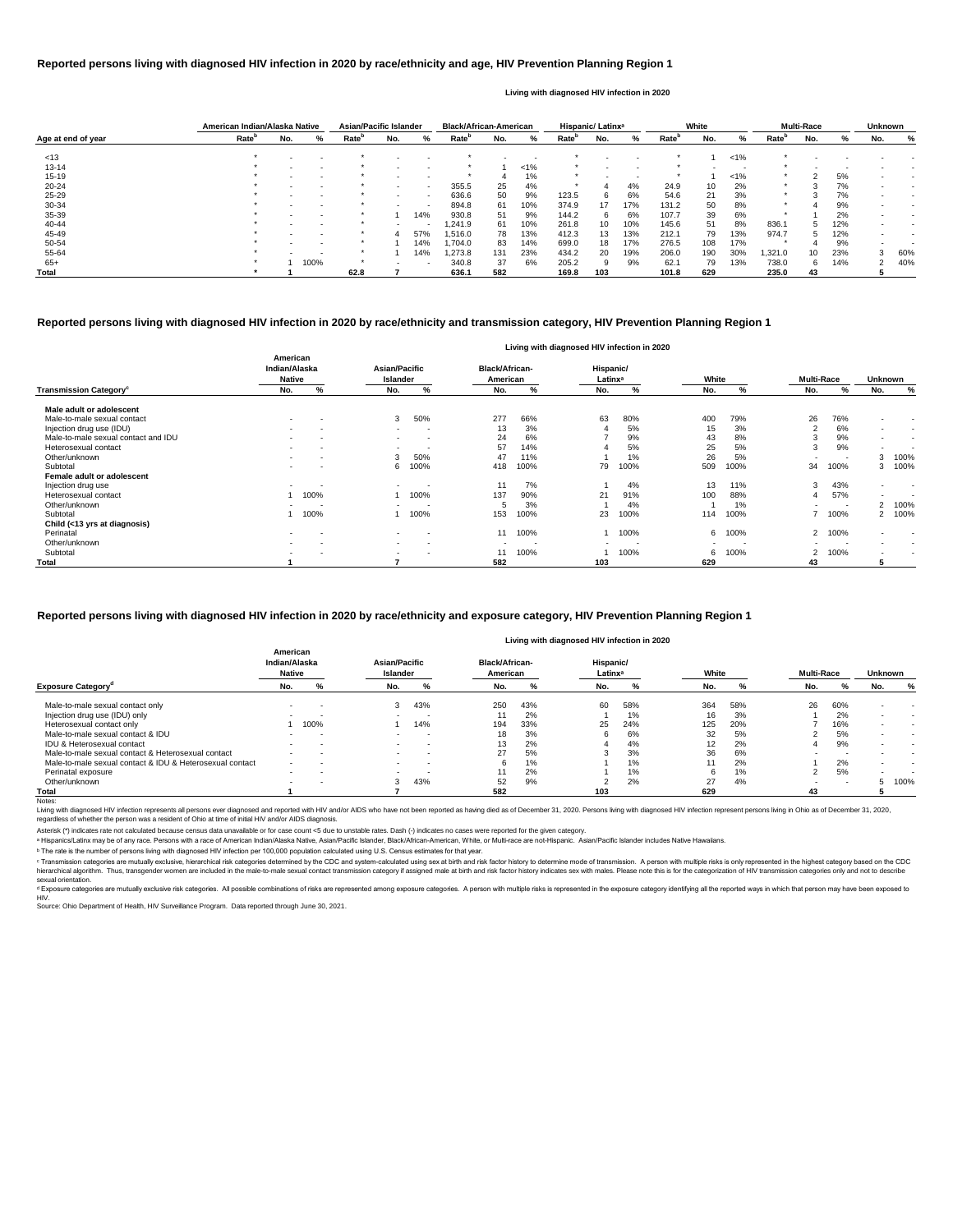## Reported persons living with diagnosed HIV infection in 2020 by race/ethnicity and age, HIV Prevention Planning Region 1

Living with diagnosed HIV infection in 2020

| Age at end of year | American Indian/Alaska Native | | | Asian/Pacific Islander | | | Black/African-American | | | Hispanic/ Latinx[a] | | | White | | | Multi-Race | | | Unknown | |
|---|---|---|---|---|---|---|---|---|---|---|---|---|---|---|---|---|---|---|---|---|
| | Rate[b] | No. | % | Rate[b] | No. | % | Rate[b] | No. | % | Rate[b] | No. | % | Rate[b] | No. | % | Rate[b] | No. | % | No. | % |
| <13 | * | - | - | * | - | - | * | - | - | * | - | - | * | 1 | <1% | * | - | - | - | - |
| 13-14 | * | - | - | * | - | - | * | 1 | <1% | * | - | - | * | - | - | * | - | - | - | - |
| 15-19 | * | - | - | * | - | - | * | 4 | 1% | * | - | - | * | 1 | <1% | * | 2 | 5% | - | - |
| 20-24 | * | - | - | * | - | - | 355.5 | 25 | 4% | * | 4 | 4% | 24.9 | 10 | 2% | * | 3 | 7% | - | - |
| 25-29 | * | - | - | * | - | - | 636.6 | 50 | 9% | 123.5 | 6 | 6% | 54.6 | 21 | 3% | * | 3 | 7% | - | - |
| 30-34 | * | - | - | * | - | - | 894.8 | 61 | 10% | 374.9 | 17 | 17% | 131.2 | 50 | 8% | * | 4 | 9% | - | - |
| 35-39 | * | - | - | * | 1 | 14% | 930.8 | 51 | 9% | 144.2 | 6 | 6% | 107.7 | 39 | 6% | * | 1 | 2% | - | - |
| 40-44 | * | - | - | * | - | - | 1,241.9 | 61 | 10% | 261.8 | 10 | 10% | 145.6 | 51 | 8% | 836.1 | 5 | 12% | - | - |
| 45-49 | * | - | - | * | 4 | 57% | 1,516.0 | 78 | 13% | 412.3 | 13 | 13% | 212.1 | 79 | 13% | 974.7 | 5 | 12% | - | - |
| 50-54 | * | - | - | * | 1 | 14% | 1,704.0 | 83 | 14% | 699.0 | 18 | 17% | 276.5 | 108 | 17% | * | 4 | 9% | - | - |
| 55-64 | * | - | - | * | 1 | 14% | 1,273.8 | 131 | 23% | 434.2 | 20 | 19% | 206.0 | 190 | 30% | 1,321.0 | 10 | 23% | 3 | 60% |
| 65+ | * | 1 | 100% | * | - | - | 340.8 | 37 | 6% | 205.2 | 9 | 9% | 62.1 | 79 | 13% | 738.0 | 6 | 14% | 2 | 40% |
| **Total** | * | 1 | | 62.8 | 7 | | 636.1 | 582 | | 169.8 | 103 | | 101.8 | 629 | | 235.0 | 43 | | 5 | |

## Reported persons living with diagnosed HIV infection in 2020 by race/ethnicity and transmission category, HIV Prevention Planning Region 1

Living with diagnosed HIV infection in 2020

| Transmission Category[c] | American Indian/Alaska Native | | Asian/Pacific Islander | | Black/African-American | | Hispanic/ Latinx[a] | | White | | Multi-Race | | Unknown | |
|---|---|---|---|---|---|---|---|---|---|---|---|---|---|---|
| | No. | % | No. | % | No. | % | No. | % | No. | % | No. | % | No. | % |
| **Male adult or adolescent** | | | | | | | | | | | | | | |
| Male-to-male sexual contact | - | - | 3 | 50% | 277 | 66% | 63 | 80% | 400 | 79% | 26 | 76% | - | - |
| Injection drug use (IDU) | - | - | - | - | 13 | 3% | 4 | 5% | 15 | 3% | 2 | 6% | - | - |
| Male-to-male sexual contact and IDU | - | - | - | - | 24 | 6% | 7 | 9% | 43 | 8% | 3 | 9% | - | - |
| Heterosexual contact | - | - | - | - | 57 | 14% | 4 | 5% | 25 | 5% | 3 | 9% | - | - |
| Other/unknown | - | - | 3 | 50% | 47 | 11% | 1 | 1% | 26 | 5% | - | - | 3 | 100% |
| Subtotal | - | - | 6 | 100% | 418 | 100% | 79 | 100% | 509 | 100% | 34 | 100% | 3 | 100% |
| **Female adult or adolescent** | | | | | | | | | | | | | | |
| Injection drug use | - | - | - | - | 11 | 7% | 1 | 4% | 13 | 11% | 3 | 43% | - | - |
| Heterosexual contact | 1 | 100% | 1 | 100% | 137 | 90% | 21 | 91% | 100 | 88% | 4 | 57% | - | - |
| Other/unknown | - | - | - | - | 5 | 3% | 1 | 4% | 1 | 1% | - | - | 2 | 100% |
| Subtotal | 1 | 100% | 1 | 100% | 153 | 100% | 23 | 100% | 114 | 100% | 7 | 100% | 2 | 100% |
| **Child (<13 yrs at diagnosis)** | | | | | | | | | | | | | | |
| Perinatal | - | - | - | - | 11 | 100% | 1 | 100% | 6 | 100% | 2 | 100% | - | - |
| Other/unknown | - | - | - | - | - | - | - | - | - | - | - | - | - | - |
| Subtotal | - | - | - | - | 11 | 100% | 1 | 100% | 6 | 100% | 2 | 100% | - | - |
| **Total** | 1 | | 7 | | 582 | | 103 | | 629 | | 43 | | 5 | |

## Reported persons living with diagnosed HIV infection in 2020 by race/ethnicity and exposure category, HIV Prevention Planning Region 1

Living with diagnosed HIV infection in 2020

| Exposure Category[d] | American Indian/Alaska Native | | Asian/Pacific Islander | | Black/African-American | | Hispanic/ Latinx[a] | | White | | Multi-Race | | Unknown | |
|---|---|---|---|---|---|---|---|---|---|---|---|---|---|---|
| | No. | % | No. | % | No. | % | No. | % | No. | % | No. | % | No. | % |
| Male-to-male sexual contact only | - | - | 3 | 43% | 250 | 43% | 60 | 58% | 364 | 58% | 26 | 60% | - | - |
| Injection drug use (IDU) only | - | - | - | - | 11 | 2% | 1 | 1% | 16 | 3% | 1 | 2% | - | - |
| Heterosexual contact only | 1 | 100% | 1 | 14% | 194 | 33% | 25 | 24% | 125 | 20% | 7 | 16% | - | - |
| Male-to-male sexual contact & IDU | - | - | - | - | 18 | 3% | 6 | 6% | 32 | 5% | 2 | 5% | - | - |
| IDU & Heterosexual contact | - | - | - | - | 13 | 2% | 4 | 4% | 12 | 2% | 4 | 9% | - | - |
| Male-to-male sexual contact & Heterosexual contact | - | - | - | - | 27 | 5% | 3 | 3% | 36 | 6% | - | - | - | - |
| Male-to-male sexual contact & IDU & Heterosexual contact | - | - | - | - | 6 | 1% | 1 | 1% | 11 | 2% | 1 | 2% | - | - |
| Perinatal exposure | - | - | - | - | 11 | 2% | 1 | 1% | 6 | 1% | 2 | 5% | - | - |
| Other/unknown | - | - | 3 | 43% | 52 | 9% | 2 | 2% | 27 | 4% | - | - | 5 | 100% |
| **Total** | 1 | | 7 | | 582 | | 103 | | 629 | | 43 | | 5 | |

Notes:

Living with diagnosed HIV infection represents all persons ever diagnosed and reported with HIV and/or AIDS who have not been reported as having died as of December 31, 2020. Persons living with diagnosed HIV infection represent persons living in Ohio as of December 31, 2020, regardless of whether the person was a resident of Ohio at time of initial HIV and/or AIDS diagnosis.

Asterisk (*) indicates rate not calculated because census data unavailable or for case count <5 due to unstable rates. Dash (-) indicates no cases were reported for the given category.

[a] Hispanics/Latinx may be of any race. Persons with a race of American Indian/Alaska Native, Asian/Pacific Islander, Black/African-American, White, or Multi-race are not-Hispanic. Asian/Pacific Islander includes Native Hawaiians.

[b] The rate is the number of persons living with diagnosed HIV infection per 100,000 population calculated using U.S. Census estimates for that year.

[c] Transmission categories are mutually exclusive, hierarchical risk categories determined by the CDC and system-calculated using sex at birth and risk factor history to determine mode of transmission. A person with multiple risks is only represented in the highest category based on the CDC hierarchical algorithm. Thus, transgender women are included in the male-to-male sexual contact transmission category if assigned male at birth and risk factor history indicates sex with males. Please note this is for the categorization of HIV transmission categories only and not to describe sexual orientation.

[d] Exposure categories are mutually exclusive risk categories. All possible combinations of risks are represented among exposure categories. A person with multiple risks is represented in the exposure category identifying all the reported ways in which that person may have been exposed to HIV.

Source: Ohio Department of Health, HIV Surveillance Program. Data reported through June 30, 2021.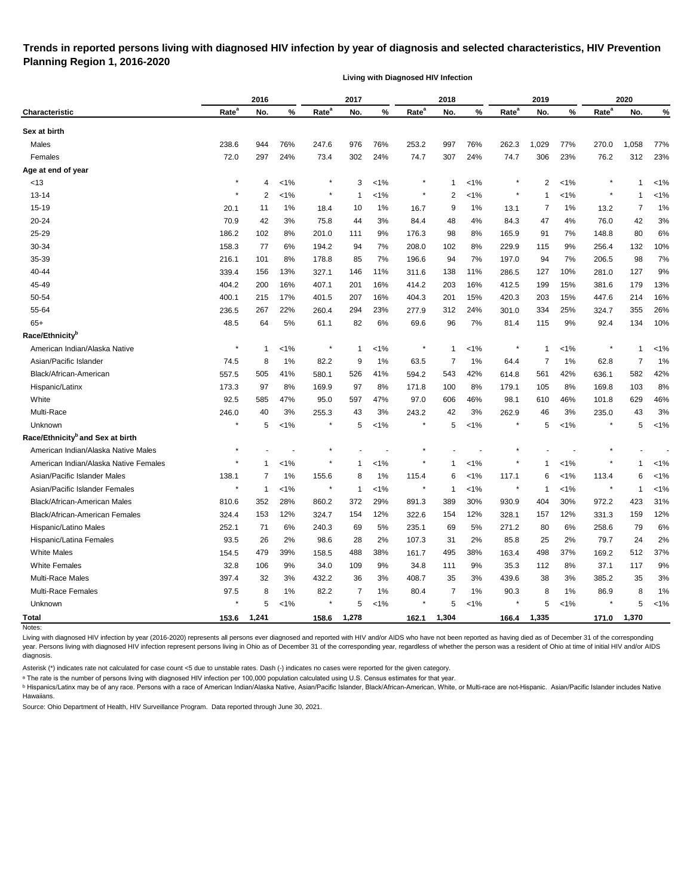# Trends in reported persons living with diagnosed HIV infection by year of diagnosis and selected characteristics, HIV Prevention Planning Region 1, 2016-2020

**Living with Diagnosed HIV Infection**

| Characteristic | 2016 | | | 2017 | | | 2018 | | | 2019 | | | 2020 | | |
|---|---|---|---|---|---|---|---|---|---|---|---|---|---|---|---|
| | Rate[a] | No. | % | Rate[a] | No. | % | Rate[a] | No. | % | Rate[a] | No. | % | Rate[a] | No. | % |
| **Sex at birth** | | | | | | | | | | | | | | | |
| Males | 238.6 | 944 | 76% | 247.6 | 976 | 76% | 253.2 | 997 | 76% | 262.3 | 1,029 | 77% | 270.0 | 1,058 | 77% |
| Females | 72.0 | 297 | 24% | 73.4 | 302 | 24% | 74.7 | 307 | 24% | 74.7 | 306 | 23% | 76.2 | 312 | 23% |
| **Age at end of year** | | | | | | | | | | | | | | | |
| <13 | * | 4 | <1% | * | 3 | <1% | * | 1 | <1% | * | 2 | <1% | * | 1 | <1% |
| 13-14 | * | 2 | <1% | * | 1 | <1% | * | 2 | <1% | * | 1 | <1% | * | 1 | <1% |
| 15-19 | 20.1 | 11 | 1% | 18.4 | 10 | 1% | 16.7 | 9 | 1% | 13.1 | 7 | 1% | 13.2 | 7 | 1% |
| 20-24 | 70.9 | 42 | 3% | 75.8 | 44 | 3% | 84.4 | 48 | 4% | 84.3 | 47 | 4% | 76.0 | 42 | 3% |
| 25-29 | 186.2 | 102 | 8% | 201.0 | 111 | 9% | 176.3 | 98 | 8% | 165.9 | 91 | 7% | 148.8 | 80 | 6% |
| 30-34 | 158.3 | 77 | 6% | 194.2 | 94 | 7% | 208.0 | 102 | 8% | 229.9 | 115 | 9% | 256.4 | 132 | 10% |
| 35-39 | 216.1 | 101 | 8% | 178.8 | 85 | 7% | 196.6 | 94 | 7% | 197.0 | 94 | 7% | 206.5 | 98 | 7% |
| 40-44 | 339.4 | 156 | 13% | 327.1 | 146 | 11% | 311.6 | 138 | 11% | 286.5 | 127 | 10% | 281.0 | 127 | 9% |
| 45-49 | 404.2 | 200 | 16% | 407.1 | 201 | 16% | 414.2 | 203 | 16% | 412.5 | 199 | 15% | 381.6 | 179 | 13% |
| 50-54 | 400.1 | 215 | 17% | 401.5 | 207 | 16% | 404.3 | 201 | 15% | 420.3 | 203 | 15% | 447.6 | 214 | 16% |
| 55-64 | 236.5 | 267 | 22% | 260.4 | 294 | 23% | 277.9 | 312 | 24% | 301.0 | 334 | 25% | 324.7 | 355 | 26% |
| 65+ | 48.5 | 64 | 5% | 61.1 | 82 | 6% | 69.6 | 96 | 7% | 81.4 | 115 | 9% | 92.4 | 134 | 10% |
| **Race/Ethnicity[b]** | | | | | | | | | | | | | | | |
| American Indian/Alaska Native | * | 1 | <1% | * | 1 | <1% | * | 1 | <1% | * | 1 | <1% | * | 1 | <1% |
| Asian/Pacific Islander | 74.5 | 8 | 1% | 82.2 | 9 | 1% | 63.5 | 7 | 1% | 64.4 | 7 | 1% | 62.8 | 7 | 1% |
| Black/African-American | 557.5 | 505 | 41% | 580.1 | 526 | 41% | 594.2 | 543 | 42% | 614.8 | 561 | 42% | 636.1 | 582 | 42% |
| Hispanic/Latinx | 173.3 | 97 | 8% | 169.9 | 97 | 8% | 171.8 | 100 | 8% | 179.1 | 105 | 8% | 169.8 | 103 | 8% |
| White | 92.5 | 585 | 47% | 95.0 | 597 | 47% | 97.0 | 606 | 46% | 98.1 | 610 | 46% | 101.8 | 629 | 46% |
| Multi-Race | 246.0 | 40 | 3% | 255.3 | 43 | 3% | 243.2 | 42 | 3% | 262.9 | 46 | 3% | 235.0 | 43 | 3% |
| Unknown | * | 5 | <1% | * | 5 | <1% | * | 5 | <1% | * | 5 | <1% | * | 5 | <1% |
| **Race/Ethnicity[b] and Sex at birth** | | | | | | | | | | | | | | | |
| American Indian/Alaska Native Males | * | - | - | * | - | - | * | - | - | * | - | - | * | - | - |
| American Indian/Alaska Native Females | * | 1 | <1% | * | 1 | <1% | * | 1 | <1% | * | 1 | <1% | * | 1 | <1% |
| Asian/Pacific Islander Males | 138.1 | 7 | 1% | 155.6 | 8 | 1% | 115.4 | 6 | <1% | 117.1 | 6 | <1% | 113.4 | 6 | <1% |
| Asian/Pacific Islander Females | * | 1 | <1% | * | 1 | <1% | * | 1 | <1% | * | 1 | <1% | * | 1 | <1% |
| Black/African-American Males | 810.6 | 352 | 28% | 860.2 | 372 | 29% | 891.3 | 389 | 30% | 930.9 | 404 | 30% | 972.2 | 423 | 31% |
| Black/African-American Females | 324.4 | 153 | 12% | 324.7 | 154 | 12% | 322.6 | 154 | 12% | 328.1 | 157 | 12% | 331.3 | 159 | 12% |
| Hispanic/Latino Males | 252.1 | 71 | 6% | 240.3 | 69 | 5% | 235.1 | 69 | 5% | 271.2 | 80 | 6% | 258.6 | 79 | 6% |
| Hispanic/Latina Females | 93.5 | 26 | 2% | 98.6 | 28 | 2% | 107.3 | 31 | 2% | 85.8 | 25 | 2% | 79.7 | 24 | 2% |
| White Males | 154.5 | 479 | 39% | 158.5 | 488 | 38% | 161.7 | 495 | 38% | 163.4 | 498 | 37% | 169.2 | 512 | 37% |
| White Females | 32.8 | 106 | 9% | 34.0 | 109 | 9% | 34.8 | 111 | 9% | 35.3 | 112 | 8% | 37.1 | 117 | 9% |
| Multi-Race Males | 397.4 | 32 | 3% | 432.2 | 36 | 3% | 408.7 | 35 | 3% | 439.6 | 38 | 3% | 385.2 | 35 | 3% |
| Multi-Race Females | 97.5 | 8 | 1% | 82.2 | 7 | 1% | 80.4 | 7 | 1% | 90.3 | 8 | 1% | 86.9 | 8 | 1% |
| Unknown | * | 5 | <1% | * | 5 | <1% | * | 5 | <1% | * | 5 | <1% | * | 5 | <1% |
| **Total** | **153.6** | **1,241** | | **158.6** | **1,278** | | **162.1** | **1,304** | | **166.4** | **1,335** | | **171.0** | **1,370** | |

Notes:

Living with diagnosed HIV infection by year (2016-2020) represents all persons ever diagnosed and reported with HIV and/or AIDS who have not been reported as having died as of December 31 of the corresponding year. Persons living with diagnosed HIV infection represent persons living in Ohio as of December 31 of the corresponding year, regardless of whether the person was a resident of Ohio at time of initial HIV and/or AIDS diagnosis.

Asterisk (*) indicates rate not calculated for case count <5 due to unstable rates. Dash (-) indicates no cases were reported for the given category.

[a] The rate is the number of persons living with diagnosed HIV infection per 100,000 population calculated using U.S. Census estimates for that year.

[b] Hispanics/Latinx may be of any race. Persons with a race of American Indian/Alaska Native, Asian/Pacific Islander, Black/African-American, White, or Multi-race are not-Hispanic. Asian/Pacific Islander includes Native Hawaiians.

Source: Ohio Department of Health, HIV Surveillance Program. Data reported through June 30, 2021.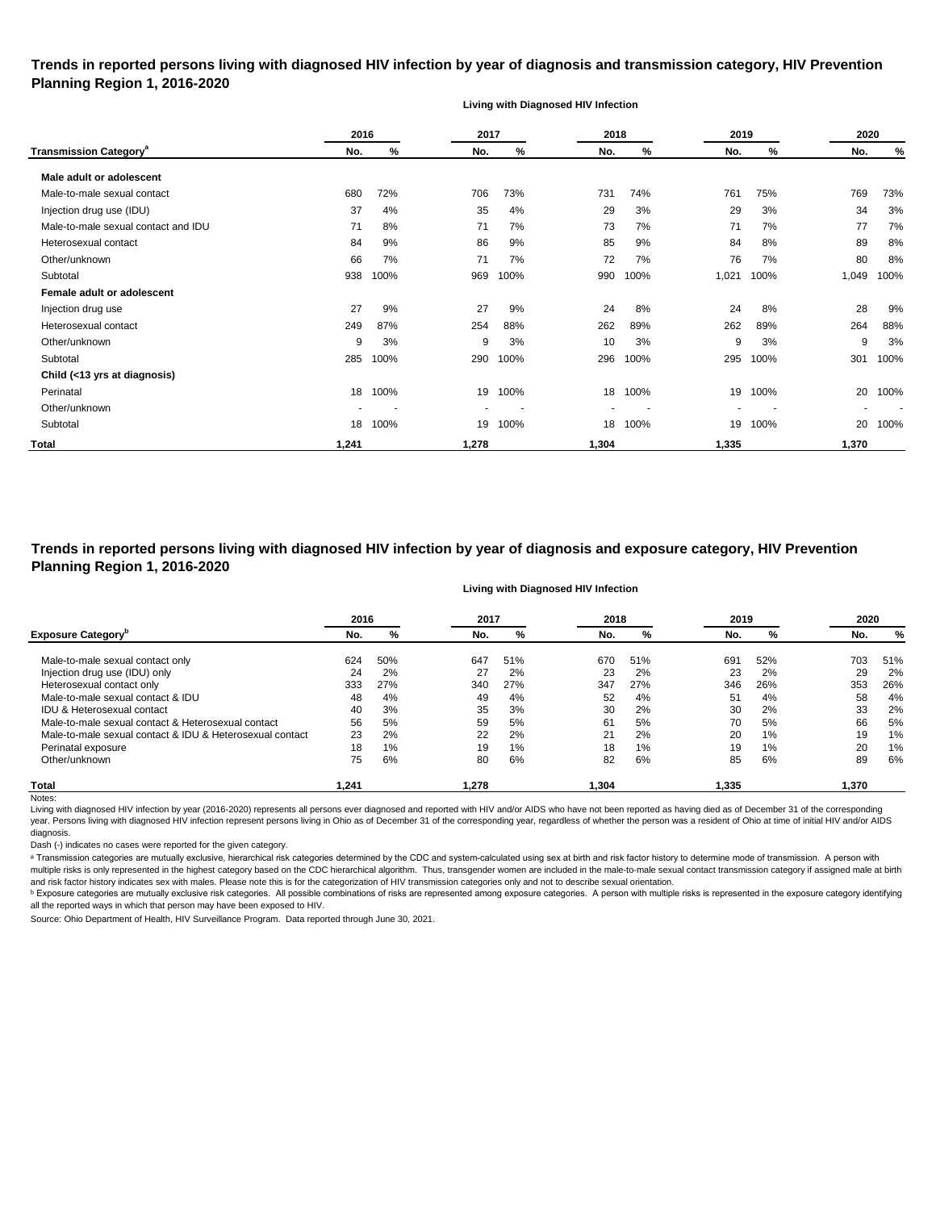## Trends in reported persons living with diagnosed HIV infection by year of diagnosis and transmission category, HIV Prevention Planning Region 1, 2016-2020

**Living with Diagnosed HIV Infection**

| Transmission Category[a] | 2016 No. | 2016 % | 2017 No. | 2017 % | 2018 No. | 2018 % | 2019 No. | 2019 % | 2020 No. | 2020 % |
|---|---|---|---|---|---|---|---|---|---|---|
| **Male adult or adolescent** | | | | | | | | | | |
| Male-to-male sexual contact | 680 | 72% | 706 | 73% | 731 | 74% | 761 | 75% | 769 | 73% |
| Injection drug use (IDU) | 37 | 4% | 35 | 4% | 29 | 3% | 29 | 3% | 34 | 3% |
| Male-to-male sexual contact and IDU | 71 | 8% | 71 | 7% | 73 | 7% | 71 | 7% | 77 | 7% |
| Heterosexual contact | 84 | 9% | 86 | 9% | 85 | 9% | 84 | 8% | 89 | 8% |
| Other/unknown | 66 | 7% | 71 | 7% | 72 | 7% | 76 | 7% | 80 | 8% |
| Subtotal | 938 | 100% | 969 | 100% | 990 | 100% | 1,021 | 100% | 1,049 | 100% |
| **Female adult or adolescent** | | | | | | | | | | |
| Injection drug use | 27 | 9% | 27 | 9% | 24 | 8% | 24 | 8% | 28 | 9% |
| Heterosexual contact | 249 | 87% | 254 | 88% | 262 | 89% | 262 | 89% | 264 | 88% |
| Other/unknown | 9 | 3% | 9 | 3% | 10 | 3% | 9 | 3% | 9 | 3% |
| Subtotal | 285 | 100% | 290 | 100% | 296 | 100% | 295 | 100% | 301 | 100% |
| **Child (<13 yrs at diagnosis)** | | | | | | | | | | |
| Perinatal | 18 | 100% | 19 | 100% | 18 | 100% | 19 | 100% | 20 | 100% |
| Other/unknown | - | - | - | - | - | - | - | - | - | - |
| Subtotal | 18 | 100% | 19 | 100% | 18 | 100% | 19 | 100% | 20 | 100% |
| **Total** | **1,241** | | **1,278** | | **1,304** | | **1,335** | | **1,370** | |

## Trends in reported persons living with diagnosed HIV infection by year of diagnosis and exposure category, HIV Prevention Planning Region 1, 2016-2020

**Living with Diagnosed HIV Infection**

| Exposure Category[b] | 2016 No. | 2016 % | 2017 No. | 2017 % | 2018 No. | 2018 % | 2019 No. | 2019 % | 2020 No. | 2020 % |
|---|---|---|---|---|---|---|---|---|---|---|
| Male-to-male sexual contact only | 624 | 50% | 647 | 51% | 670 | 51% | 691 | 52% | 703 | 51% |
| Injection drug use (IDU) only | 24 | 2% | 27 | 2% | 23 | 2% | 23 | 2% | 29 | 2% |
| Heterosexual contact only | 333 | 27% | 340 | 27% | 347 | 27% | 346 | 26% | 353 | 26% |
| Male-to-male sexual contact & IDU | 48 | 4% | 49 | 4% | 52 | 4% | 51 | 4% | 58 | 4% |
| IDU & Heterosexual contact | 40 | 3% | 35 | 3% | 30 | 2% | 30 | 2% | 33 | 2% |
| Male-to-male sexual contact & Heterosexual contact | 56 | 5% | 59 | 5% | 61 | 5% | 70 | 5% | 66 | 5% |
| Male-to-male sexual contact & IDU & Heterosexual contact | 23 | 2% | 22 | 2% | 21 | 2% | 20 | 1% | 19 | 1% |
| Perinatal exposure | 18 | 1% | 19 | 1% | 18 | 1% | 19 | 1% | 20 | 1% |
| Other/unknown | 75 | 6% | 80 | 6% | 82 | 6% | 85 | 6% | 89 | 6% |
| **Total** | **1,241** | | **1,278** | | **1,304** | | **1,335** | | **1,370** | |

Notes:

Living with diagnosed HIV infection by year (2016-2020) represents all persons ever diagnosed and reported with HIV and/or AIDS who have not been reported as having died as of December 31 of the corresponding year. Persons living with diagnosed HIV infection represent persons living in Ohio as of December 31 of the corresponding year, regardless of whether the person was a resident of Ohio at time of initial HIV and/or AIDS diagnosis.

Dash (-) indicates no cases were reported for the given category.

[a] Transmission categories are mutually exclusive, hierarchical risk categories determined by the CDC and system-calculated using sex at birth and risk factor history to determine mode of transmission. A person with multiple risks is only represented in the highest category based on the CDC hierarchical algorithm. Thus, transgender women are included in the male-to-male sexual contact transmission category if assigned male at birth and risk factor history indicates sex with males. Please note this is for the categorization of HIV transmission categories only and not to describe sexual orientation.

[b] Exposure categories are mutually exclusive risk categories. All possible combinations of risks are represented among exposure categories. A person with multiple risks is represented in the exposure category identifying all the reported ways in which that person may have been exposed to HIV.

Source: Ohio Department of Health, HIV Surveillance Program. Data reported through June 30, 2021.